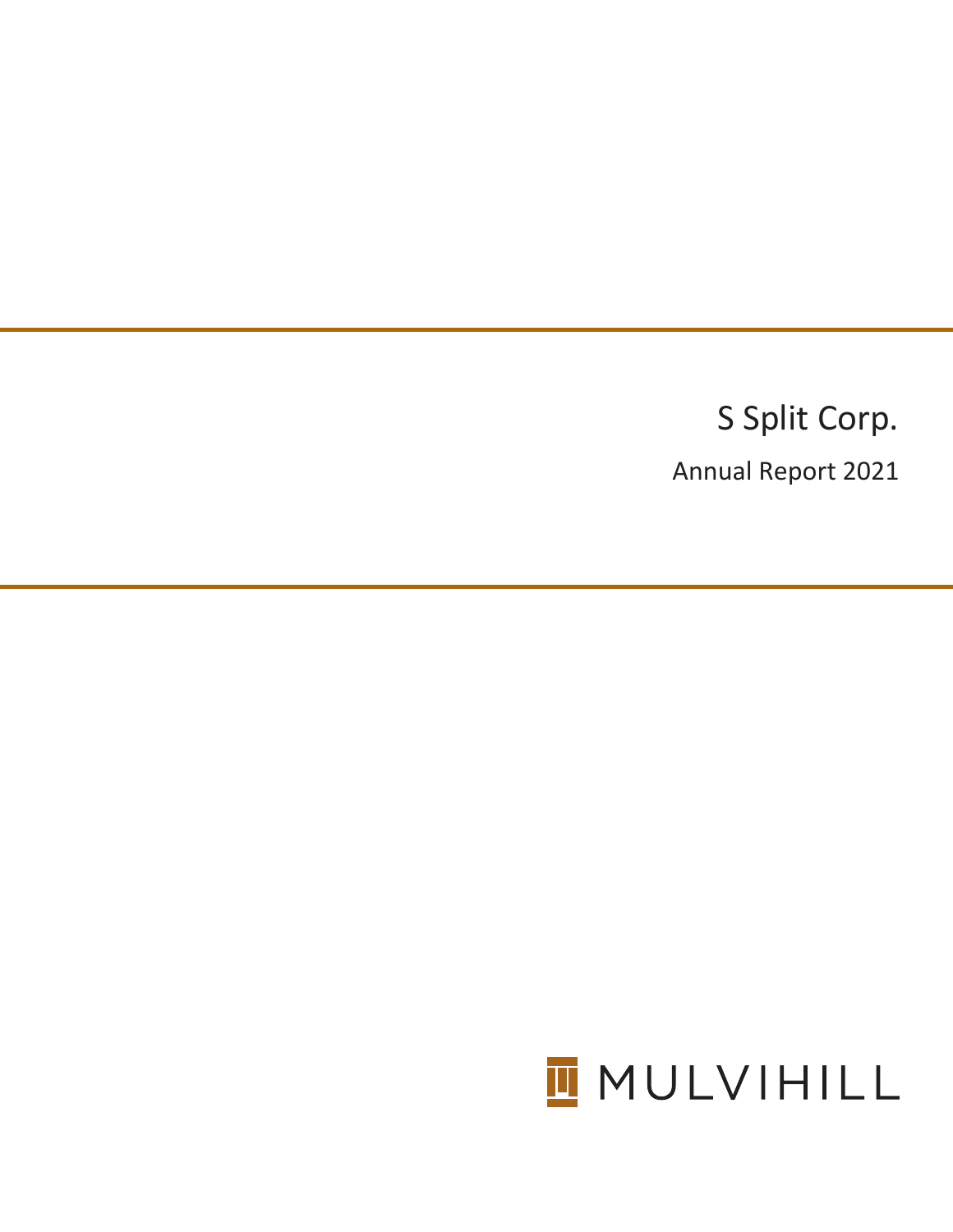# S Split Corp.

## Annual Report 2021

MULVIHILL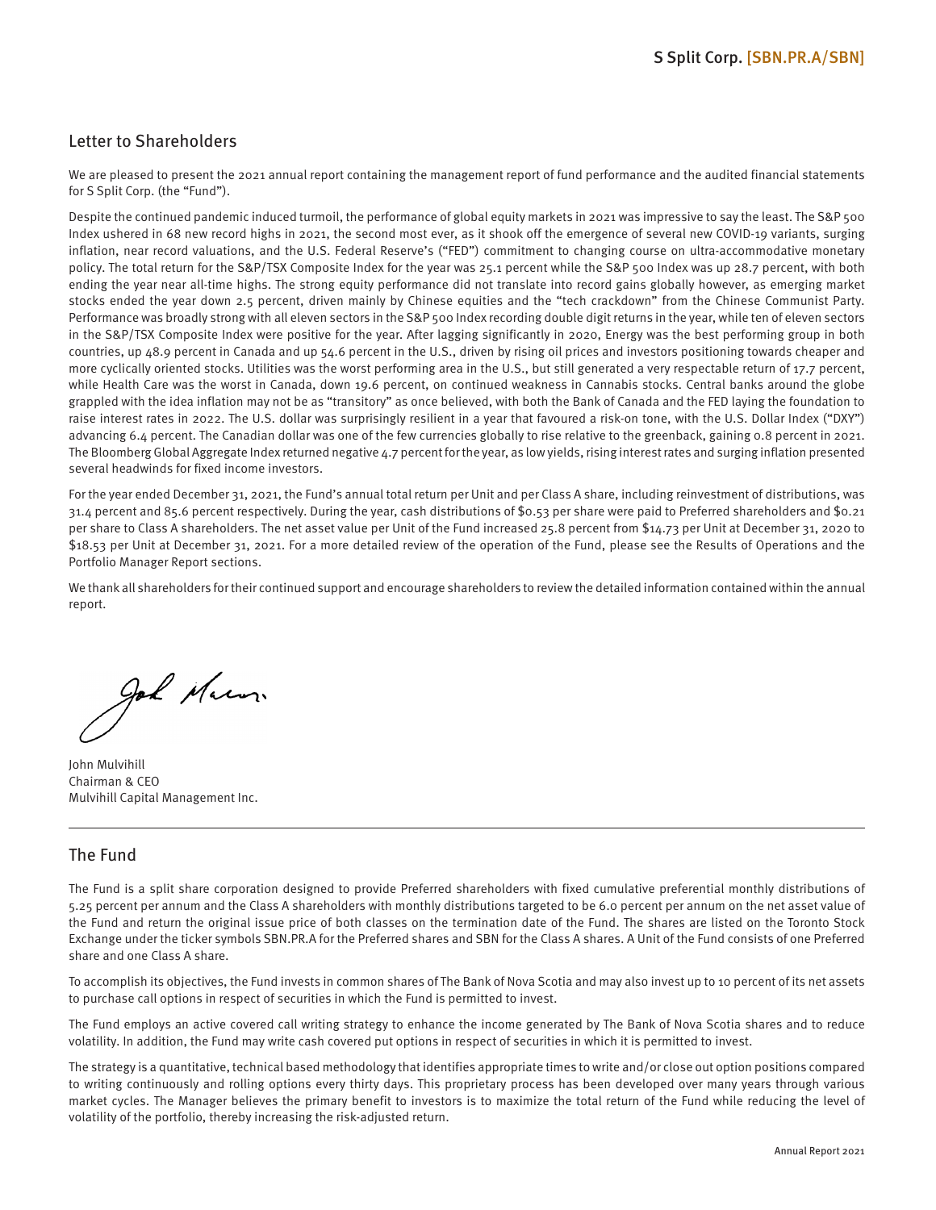## Letter to Shareholders

We are pleased to present the 2021 annual report containing the management report of fund performance and the audited financial statements for S Split Corp. (the "Fund").

Despite the continued pandemic induced turmoil, the performance of global equity markets in 2021 was impressive to say the least. The S&P 500 Index ushered in 68 new record highs in 2021, the second most ever, as it shook off the emergence of several new COVID-19 variants, surging inflation, near record valuations, and the U.S. Federal Reserve's ("FED") commitment to changing course on ultra-accommodative monetary policy. The total return for the S&P/TSX Composite Index for the year was 25.1 percent while the S&P 500 Index was up 28.7 percent, with both ending the year near all-time highs. The strong equity performance did not translate into record gains globally however, as emerging market stocks ended the year down 2.5 percent, driven mainly by Chinese equities and the "tech crackdown" from the Chinese Communist Party. Performance was broadly strong with all eleven sectors in the S&P 500 Index recording double digit returns in the year, while ten of eleven sectors in the S&P/TSX Composite Index were positive for the year. After lagging significantly in 2020, Energy was the best performing group in both countries, up 48.9 percent in Canada and up 54.6 percent in the U.S., driven by rising oil prices and investors positioning towards cheaper and more cyclically oriented stocks. Utilities was the worst performing area in the U.S., but still generated a very respectable return of 17.7 percent, while Health Care was the worst in Canada, down 19.6 percent, on continued weakness in Cannabis stocks. Central banks around the globe grappled with the idea inflation may not be as "transitory" as once believed, with both the Bank of Canada and the FED laying the foundation to raise interest rates in 2022. The U.S. dollar was surprisingly resilient in a year that favoured a risk-on tone, with the U.S. Dollar Index ("DXY") advancing 6.4 percent. The Canadian dollar was one of the few currencies globally to rise relative to the greenback, gaining 0.8 percent in 2021. The Bloomberg Global Aggregate Index returned negative 4.7 percent for the year, as low yields, rising interest rates and surging inflation presented several headwinds for fixed income investors.

For the year ended December 31, 2021, the Fund's annual total return per Unit and per Class A share, including reinvestment of distributions, was 31.4 percent and 85.6 percent respectively. During the year, cash distributions of $0.53 per share were paid to Preferred shareholders and $0.21 per share to Class A shareholders. The net asset value per Unit of the Fund increased 25.8 percent from $14.73 per Unit at December 31, 2020 to $18.53 per Unit at December 31, 2021. For a more detailed review of the operation of the Fund, please see the Results of Operations and the Portfolio Manager Report sections.

We thank all shareholders for their continued support and encourage shareholders to review the detailed information contained within the annual report.

John Mulvihill
Chairman & CEO
Mulvihill Capital Management Inc.

## The Fund

The Fund is a split share corporation designed to provide Preferred shareholders with fixed cumulative preferential monthly distributions of 5.25 percent per annum and the Class A shareholders with monthly distributions targeted to be 6.0 percent per annum on the net asset value of the Fund and return the original issue price of both classes on the termination date of the Fund. The shares are listed on the Toronto Stock Exchange under the ticker symbols SBN.PR.A for the Preferred shares and SBN for the Class A shares. A Unit of the Fund consists of one Preferred share and one Class A share.

To accomplish its objectives, the Fund invests in common shares of The Bank of Nova Scotia and may also invest up to 10 percent of its net assets to purchase call options in respect of securities in which the Fund is permitted to invest.

The Fund employs an active covered call writing strategy to enhance the income generated by The Bank of Nova Scotia shares and to reduce volatility. In addition, the Fund may write cash covered put options in respect of securities in which it is permitted to invest.

The strategy is a quantitative, technical based methodology that identifies appropriate times to write and/or close out option positions compared to writing continuously and rolling options every thirty days. This proprietary process has been developed over many years through various market cycles. The Manager believes the primary benefit to investors is to maximize the total return of the Fund while reducing the level of volatility of the portfolio, thereby increasing the risk-adjusted return.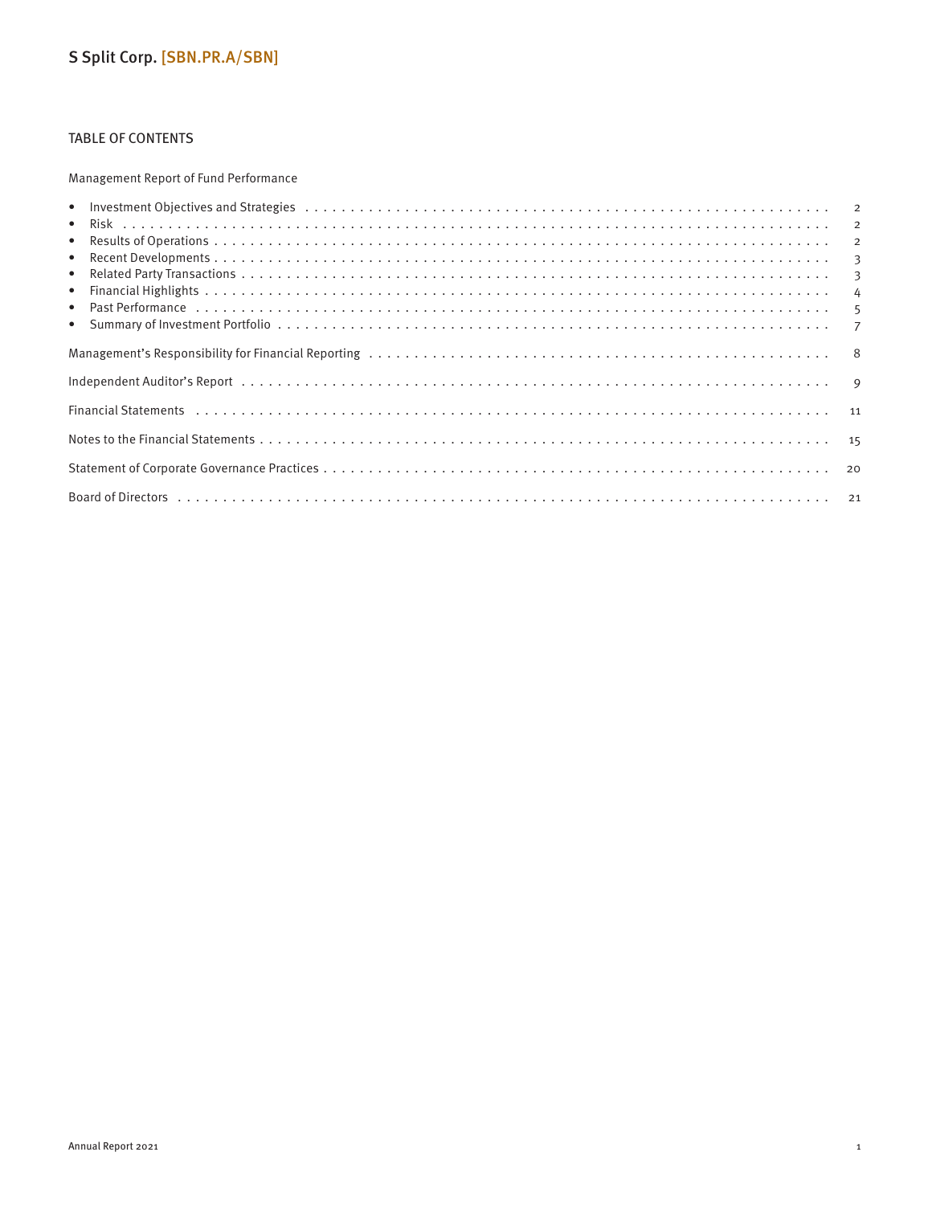# S Split Corp. [SBN.PR.A/SBN]

## TABLE OF CONTENTS

Management Report of Fund Performance

- Investment Objectives and Strategies . . . . . 2
- Risk . . . . . 2
- Results of Operations . . . . . 2
- Recent Developments . . . . . 3
- Related Party Transactions . . . . . 3
- Financial Highlights . . . . . 4
- Past Performance . . . . . 5
- Summary of Investment Portfolio . . . . . 7

Management's Responsibility for Financial Reporting . . . . . 8

Independent Auditor's Report . . . . . 9

Financial Statements . . . . . 11

Notes to the Financial Statements . . . . . 15

Statement of Corporate Governance Practices . . . . . 20

Board of Directors . . . . . 21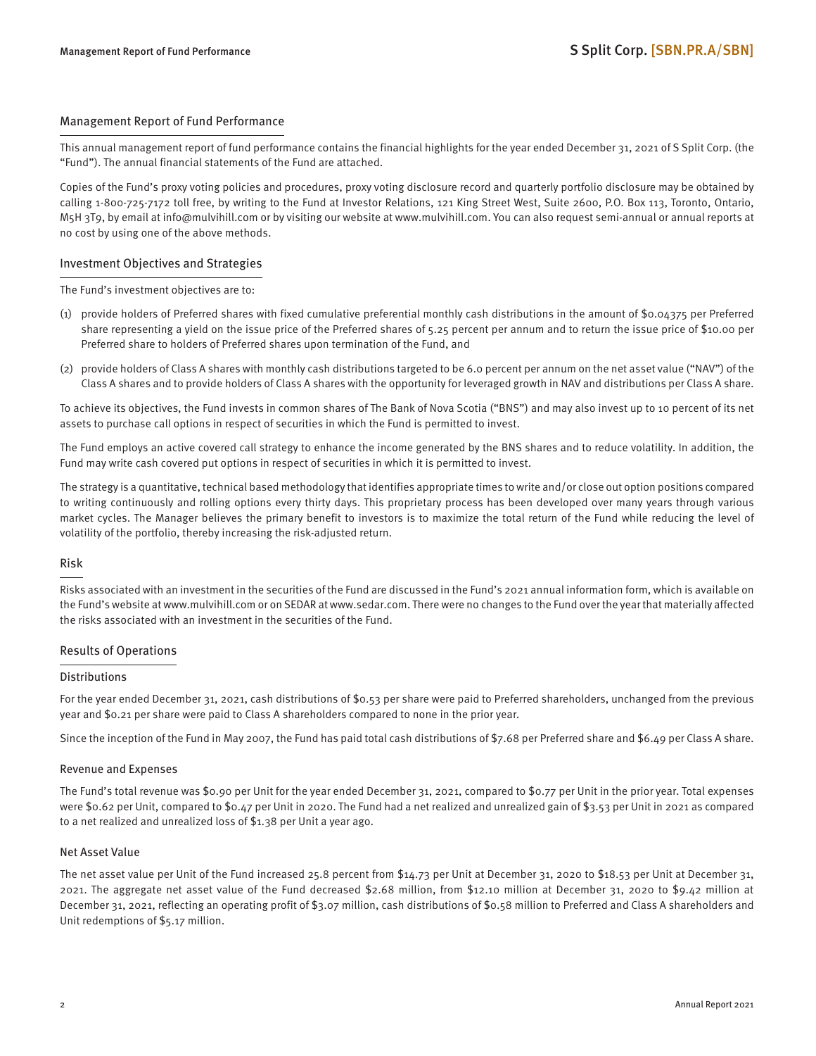## Management Report of Fund Performance

This annual management report of fund performance contains the financial highlights for the year ended December 31, 2021 of S Split Corp. (the "Fund"). The annual financial statements of the Fund are attached.

Copies of the Fund's proxy voting policies and procedures, proxy voting disclosure record and quarterly portfolio disclosure may be obtained by calling 1-800-725-7172 toll free, by writing to the Fund at Investor Relations, 121 King Street West, Suite 2600, P.O. Box 113, Toronto, Ontario, M5H 3T9, by email at info@mulvihill.com or by visiting our website at www.mulvihill.com. You can also request semi-annual or annual reports at no cost by using one of the above methods.

## Investment Objectives and Strategies

The Fund's investment objectives are to:

(1) provide holders of Preferred shares with fixed cumulative preferential monthly cash distributions in the amount of $0.04375 per Preferred share representing a yield on the issue price of the Preferred shares of 5.25 percent per annum and to return the issue price of $10.00 per Preferred share to holders of Preferred shares upon termination of the Fund, and

(2) provide holders of Class A shares with monthly cash distributions targeted to be 6.0 percent per annum on the net asset value ("NAV") of the Class A shares and to provide holders of Class A shares with the opportunity for leveraged growth in NAV and distributions per Class A share.

To achieve its objectives, the Fund invests in common shares of The Bank of Nova Scotia ("BNS") and may also invest up to 10 percent of its net assets to purchase call options in respect of securities in which the Fund is permitted to invest.

The Fund employs an active covered call strategy to enhance the income generated by the BNS shares and to reduce volatility. In addition, the Fund may write cash covered put options in respect of securities in which it is permitted to invest.

The strategy is a quantitative, technical based methodology that identifies appropriate times to write and/or close out option positions compared to writing continuously and rolling options every thirty days. This proprietary process has been developed over many years through various market cycles. The Manager believes the primary benefit to investors is to maximize the total return of the Fund while reducing the level of volatility of the portfolio, thereby increasing the risk-adjusted return.

## Risk

Risks associated with an investment in the securities of the Fund are discussed in the Fund's 2021 annual information form, which is available on the Fund's website at www.mulvihill.com or on SEDAR at www.sedar.com. There were no changes to the Fund over the year that materially affected the risks associated with an investment in the securities of the Fund.

## Results of Operations

### Distributions

For the year ended December 31, 2021, cash distributions of $0.53 per share were paid to Preferred shareholders, unchanged from the previous year and $0.21 per share were paid to Class A shareholders compared to none in the prior year.

Since the inception of the Fund in May 2007, the Fund has paid total cash distributions of $7.68 per Preferred share and $6.49 per Class A share.

### Revenue and Expenses

The Fund's total revenue was $0.90 per Unit for the year ended December 31, 2021, compared to $0.77 per Unit in the prior year. Total expenses were $0.62 per Unit, compared to $0.47 per Unit in 2020. The Fund had a net realized and unrealized gain of $3.53 per Unit in 2021 as compared to a net realized and unrealized loss of $1.38 per Unit a year ago.

### Net Asset Value

The net asset value per Unit of the Fund increased 25.8 percent from $14.73 per Unit at December 31, 2020 to $18.53 per Unit at December 31, 2021. The aggregate net asset value of the Fund decreased $2.68 million, from $12.10 million at December 31, 2020 to $9.42 million at December 31, 2021, reflecting an operating profit of $3.07 million, cash distributions of $0.58 million to Preferred and Class A shareholders and Unit redemptions of $5.17 million.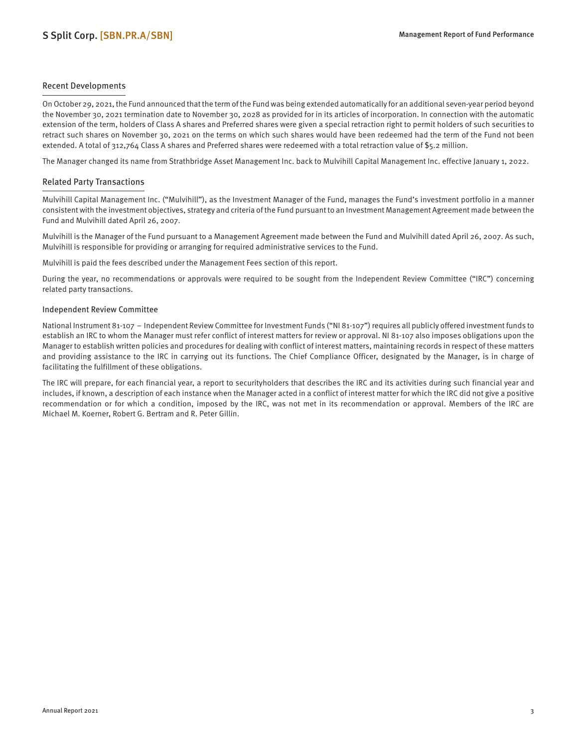## Recent Developments

On October 29, 2021, the Fund announced that the term of the Fund was being extended automatically for an additional seven-year period beyond the November 30, 2021 termination date to November 30, 2028 as provided for in its articles of incorporation. In connection with the automatic extension of the term, holders of Class A shares and Preferred shares were given a special retraction right to permit holders of such securities to retract such shares on November 30, 2021 on the terms on which such shares would have been redeemed had the term of the Fund not been extended. A total of 312,764 Class A shares and Preferred shares were redeemed with a total retraction value of $5.2 million.

The Manager changed its name from Strathbridge Asset Management Inc. back to Mulvihill Capital Management Inc. effective January 1, 2022.

## Related Party Transactions

Mulvihill Capital Management Inc. ("Mulvihill"), as the Investment Manager of the Fund, manages the Fund's investment portfolio in a manner consistent with the investment objectives, strategy and criteria of the Fund pursuant to an Investment Management Agreement made between the Fund and Mulvihill dated April 26, 2007.

Mulvihill is the Manager of the Fund pursuant to a Management Agreement made between the Fund and Mulvihill dated April 26, 2007. As such, Mulvihill is responsible for providing or arranging for required administrative services to the Fund.

Mulvihill is paid the fees described under the Management Fees section of this report.

During the year, no recommendations or approvals were required to be sought from the Independent Review Committee ("IRC") concerning related party transactions.

### Independent Review Committee

National Instrument 81-107 – Independent Review Committee for Investment Funds ("NI 81-107") requires all publicly offered investment funds to establish an IRC to whom the Manager must refer conflict of interest matters for review or approval. NI 81-107 also imposes obligations upon the Manager to establish written policies and procedures for dealing with conflict of interest matters, maintaining records in respect of these matters and providing assistance to the IRC in carrying out its functions. The Chief Compliance Officer, designated by the Manager, is in charge of facilitating the fulfillment of these obligations.

The IRC will prepare, for each financial year, a report to securityholders that describes the IRC and its activities during such financial year and includes, if known, a description of each instance when the Manager acted in a conflict of interest matter for which the IRC did not give a positive recommendation or for which a condition, imposed by the IRC, was not met in its recommendation or approval. Members of the IRC are Michael M. Koerner, Robert G. Bertram and R. Peter Gillin.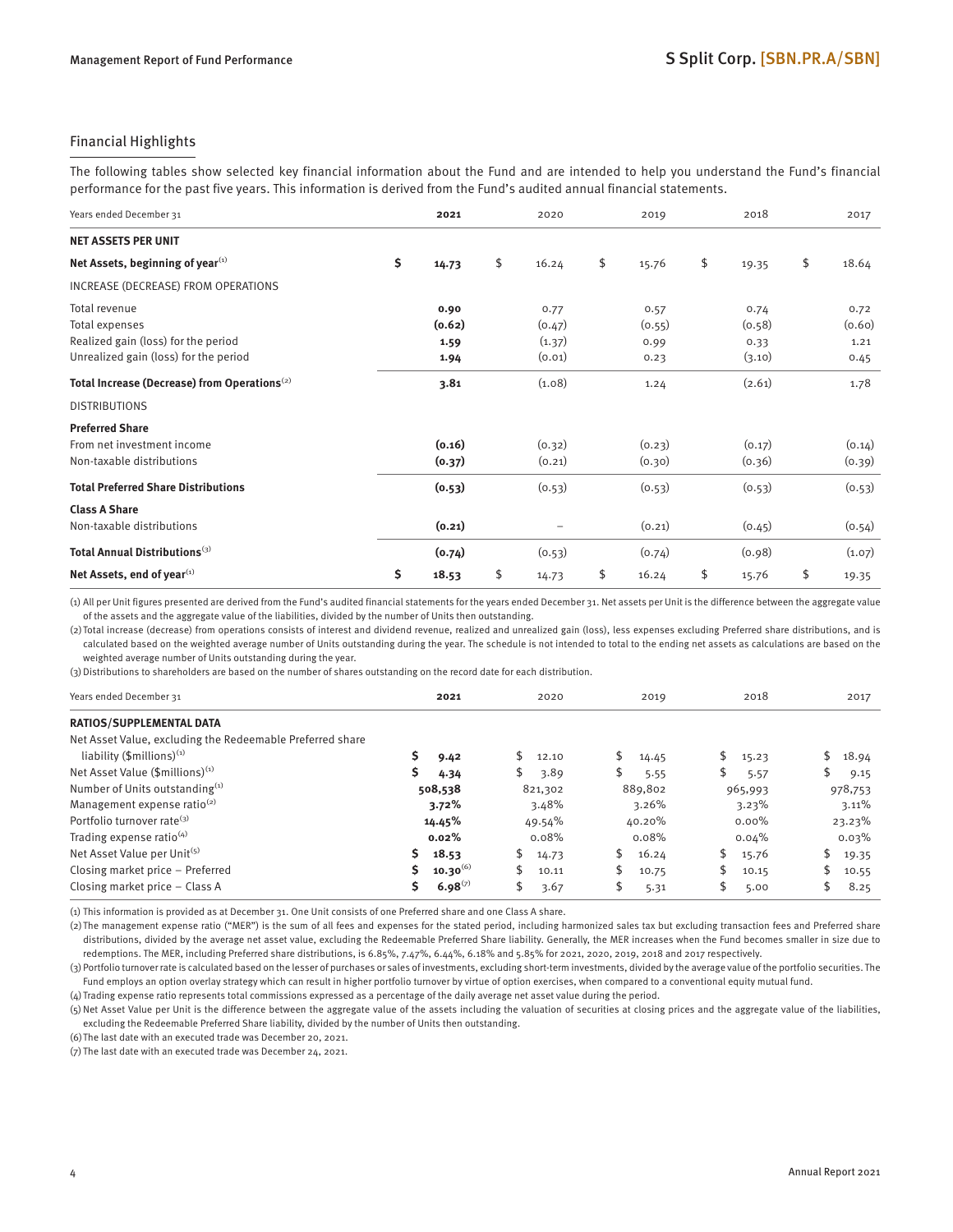## Financial Highlights

The following tables show selected key financial information about the Fund and are intended to help you understand the Fund's financial performance for the past five years. This information is derived from the Fund's audited annual financial statements.

| Years ended December 31 | 2021 | 2020 | 2019 | 2018 | 2017 |
|---|---|---|---|---|---|
| **NET ASSETS PER UNIT** | | | | | |
| **Net Assets, beginning of year**(1) | **$ 14.73** | $ 16.24 | $ 15.76 | $ 19.35 | $ 18.64 |
| INCREASE (DECREASE) FROM OPERATIONS | | | | | |
| Total revenue | **0.90** | 0.77 | 0.57 | 0.74 | 0.72 |
| Total expenses | **(0.62)** | (0.47) | (0.55) | (0.58) | (0.60) |
| Realized gain (loss) for the period | **1.59** | (1.37) | 0.99 | 0.33 | 1.21 |
| Unrealized gain (loss) for the period | **1.94** | (0.01) | 0.23 | (3.10) | 0.45 |
| **Total Increase (Decrease) from Operations**(2) | **3.81** | (1.08) | 1.24 | (2.61) | 1.78 |
| DISTRIBUTIONS | | | | | |
| **Preferred Share** | | | | | |
| From net investment income | **(0.16)** | (0.32) | (0.23) | (0.17) | (0.14) |
| Non-taxable distributions | **(0.37)** | (0.21) | (0.30) | (0.36) | (0.39) |
| **Total Preferred Share Distributions** | **(0.53)** | (0.53) | (0.53) | (0.53) | (0.53) |
| **Class A Share** | | | | | |
| Non-taxable distributions | **(0.21)** | – | (0.21) | (0.45) | (0.54) |
| **Total Annual Distributions**(3) | **(0.74)** | (0.53) | (0.74) | (0.98) | (1.07) |
| **Net Assets, end of year**(1) | **$ 18.53** | $ 14.73 | $ 16.24 | $ 15.76 | $ 19.35 |

(1) All per Unit figures presented are derived from the Fund's audited financial statements for the years ended December 31. Net assets per Unit is the difference between the aggregate value of the assets and the aggregate value of the liabilities, divided by the number of Units then outstanding.

(2) Total increase (decrease) from operations consists of interest and dividend revenue, realized and unrealized gain (loss), less expenses excluding Preferred share distributions, and is calculated based on the weighted average number of Units outstanding during the year. The schedule is not intended to total to the ending net assets as calculations are based on the weighted average number of Units outstanding during the year.

(3) Distributions to shareholders are based on the number of shares outstanding on the record date for each distribution.

| Years ended December 31 | 2021 | 2020 | 2019 | 2018 | 2017 |
|---|---|---|---|---|---|
| **RATIOS/SUPPLEMENTAL DATA** | | | | | |
| Net Asset Value, excluding the Redeemable Preferred share liability ($millions)(1) | **$ 9.42** | $ 12.10 | $ 14.45 | $ 15.23 | $ 18.94 |
| Net Asset Value ($millions)(1) | **$ 4.34** | $ 3.89 | $ 5.55 | $ 5.57 | $ 9.15 |
| Number of Units outstanding(1) | **508,538** | 821,302 | 889,802 | 965,993 | 978,753 |
| Management expense ratio(2) | **3.72%** | 3.48% | 3.26% | 3.23% | 3.11% |
| Portfolio turnover rate(3) | **14.45%** | 49.54% | 40.20% | 0.00% | 23.23% |
| Trading expense ratio(4) | **0.02%** | 0.08% | 0.08% | 0.04% | 0.03% |
| Net Asset Value per Unit(5) | **$ 18.53** | $ 14.73 | $ 16.24 | $ 15.76 | $ 19.35 |
| Closing market price – Preferred | **$ 10.30**(6) | $ 10.11 | $ 10.75 | $ 10.15 | $ 10.55 |
| Closing market price – Class A | **$ 6.98**(7) | $ 3.67 | $ 5.31 | $ 5.00 | $ 8.25 |

(1) This information is provided as at December 31. One Unit consists of one Preferred share and one Class A share.

(2) The management expense ratio ("MER") is the sum of all fees and expenses for the stated period, including harmonized sales tax but excluding transaction fees and Preferred share distributions, divided by the average net asset value, excluding the Redeemable Preferred Share liability. Generally, the MER increases when the Fund becomes smaller in size due to redemptions. The MER, including Preferred share distributions, is 6.85%, 7.47%, 6.44%, 6.18% and 5.85% for 2021, 2020, 2019, 2018 and 2017 respectively.

(3) Portfolio turnover rate is calculated based on the lesser of purchases or sales of investments, excluding short-term investments, divided by the average value of the portfolio securities. The Fund employs an option overlay strategy which can result in higher portfolio turnover by virtue of option exercises, when compared to a conventional equity mutual fund.

(4) Trading expense ratio represents total commissions expressed as a percentage of the daily average net asset value during the period.

(5) Net Asset Value per Unit is the difference between the aggregate value of the assets including the valuation of securities at closing prices and the aggregate value of the liabilities, excluding the Redeemable Preferred Share liability, divided by the number of Units then outstanding.

(6) The last date with an executed trade was December 20, 2021.

(7) The last date with an executed trade was December 24, 2021.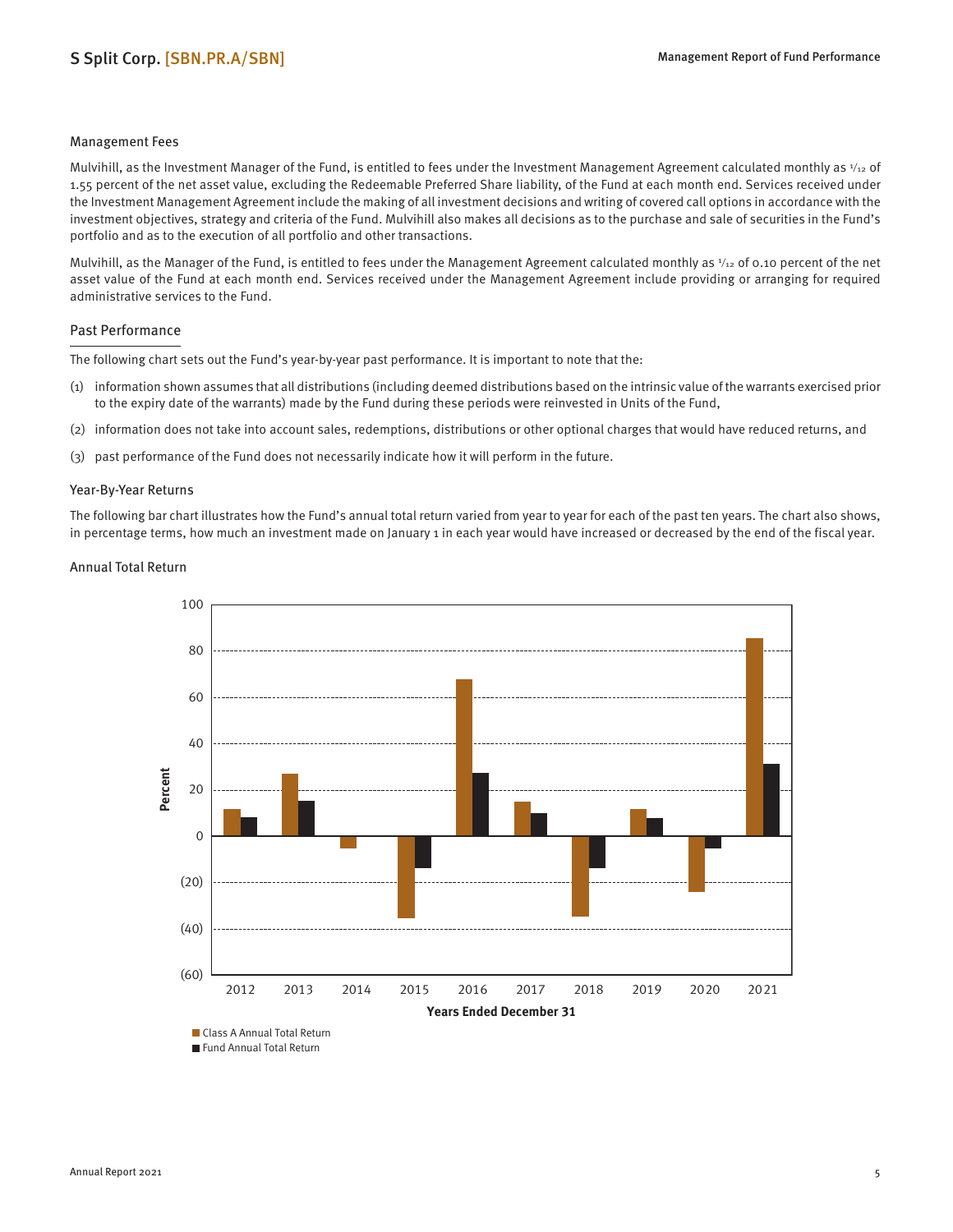### Management Fees

Mulvihill, as the Investment Manager of the Fund, is entitled to fees under the Investment Management Agreement calculated monthly as 1/12 of 1.55 percent of the net asset value, excluding the Redeemable Preferred Share liability, of the Fund at each month end. Services received under the Investment Management Agreement include the making of all investment decisions and writing of covered call options in accordance with the investment objectives, strategy and criteria of the Fund. Mulvihill also makes all decisions as to the purchase and sale of securities in the Fund's portfolio and as to the execution of all portfolio and other transactions.

Mulvihill, as the Manager of the Fund, is entitled to fees under the Management Agreement calculated monthly as 1/12 of 0.10 percent of the net asset value of the Fund at each month end. Services received under the Management Agreement include providing or arranging for required administrative services to the Fund.

## Past Performance

The following chart sets out the Fund's year-by-year past performance. It is important to note that the:

(1) information shown assumes that all distributions (including deemed distributions based on the intrinsic value of the warrants exercised prior to the expiry date of the warrants) made by the Fund during these periods were reinvested in Units of the Fund,

(2) information does not take into account sales, redemptions, distributions or other optional charges that would have reduced returns, and

(3) past performance of the Fund does not necessarily indicate how it will perform in the future.

### Year-By-Year Returns

The following bar chart illustrates how the Fund's annual total return varied from year to year for each of the past ten years. The chart also shows, in percentage terms, how much an investment made on January 1 in each year would have increased or decreased by the end of the fiscal year.

### Annual Total Return

Percent

Years Ended December 31

2012 2013 2014 2015 2016 2017 2018 2019 2020 2021

Class A Annual Total Return

Fund Annual Total Return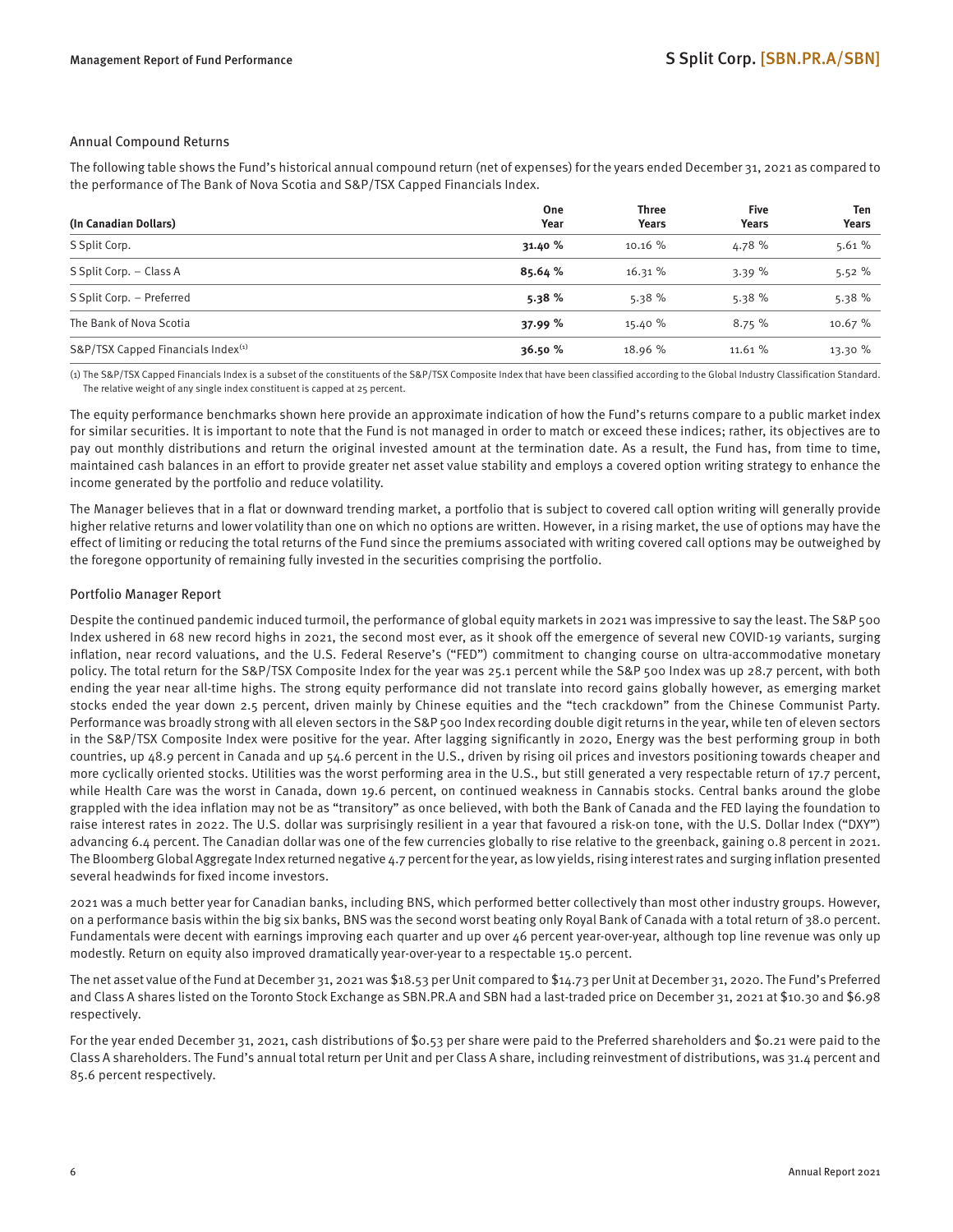## Annual Compound Returns

The following table shows the Fund's historical annual compound return (net of expenses) for the years ended December 31, 2021 as compared to the performance of The Bank of Nova Scotia and S&P/TSX Capped Financials Index.

| (In Canadian Dollars) | One Year | Three Years | Five Years | Ten Years |
|---|---|---|---|---|
| S Split Corp. | **31.40 %** | 10.16 % | 4.78 % | 5.61 % |
| S Split Corp. – Class A | **85.64 %** | 16.31 % | 3.39 % | 5.52 % |
| S Split Corp. – Preferred | **5.38 %** | 5.38 % | 5.38 % | 5.38 % |
| The Bank of Nova Scotia | **37.99 %** | 15.40 % | 8.75 % | 10.67 % |
| S&P/TSX Capped Financials Index[1] | **36.50 %** | 18.96 % | 11.61 % | 13.30 % |

(1) The S&P/TSX Capped Financials Index is a subset of the constituents of the S&P/TSX Composite Index that have been classified according to the Global Industry Classification Standard. The relative weight of any single index constituent is capped at 25 percent.

The equity performance benchmarks shown here provide an approximate indication of how the Fund's returns compare to a public market index for similar securities. It is important to note that the Fund is not managed in order to match or exceed these indices; rather, its objectives are to pay out monthly distributions and return the original invested amount at the termination date. As a result, the Fund has, from time to time, maintained cash balances in an effort to provide greater net asset value stability and employs a covered option writing strategy to enhance the income generated by the portfolio and reduce volatility.

The Manager believes that in a flat or downward trending market, a portfolio that is subject to covered call option writing will generally provide higher relative returns and lower volatility than one on which no options are written. However, in a rising market, the use of options may have the effect of limiting or reducing the total returns of the Fund since the premiums associated with writing covered call options may be outweighed by the foregone opportunity of remaining fully invested in the securities comprising the portfolio.

## Portfolio Manager Report

Despite the continued pandemic induced turmoil, the performance of global equity markets in 2021 was impressive to say the least. The S&P 500 Index ushered in 68 new record highs in 2021, the second most ever, as it shook off the emergence of several new COVID-19 variants, surging inflation, near record valuations, and the U.S. Federal Reserve's ("FED") commitment to changing course on ultra-accommodative monetary policy. The total return for the S&P/TSX Composite Index for the year was 25.1 percent while the S&P 500 Index was up 28.7 percent, with both ending the year near all-time highs. The strong equity performance did not translate into record gains globally however, as emerging market stocks ended the year down 2.5 percent, driven mainly by Chinese equities and the "tech crackdown" from the Chinese Communist Party. Performance was broadly strong with all eleven sectors in the S&P 500 Index recording double digit returns in the year, while ten of eleven sectors in the S&P/TSX Composite Index were positive for the year. After lagging significantly in 2020, Energy was the best performing group in both countries, up 48.9 percent in Canada and up 54.6 percent in the U.S., driven by rising oil prices and investors positioning towards cheaper and more cyclically oriented stocks. Utilities was the worst performing area in the U.S., but still generated a very respectable return of 17.7 percent, while Health Care was the worst in Canada, down 19.6 percent, on continued weakness in Cannabis stocks. Central banks around the globe grappled with the idea inflation may not be as "transitory" as once believed, with both the Bank of Canada and the FED laying the foundation to raise interest rates in 2022. The U.S. dollar was surprisingly resilient in a year that favoured a risk-on tone, with the U.S. Dollar Index ("DXY") advancing 6.4 percent. The Canadian dollar was one of the few currencies globally to rise relative to the greenback, gaining 0.8 percent in 2021. The Bloomberg Global Aggregate Index returned negative 4.7 percent for the year, as low yields, rising interest rates and surging inflation presented several headwinds for fixed income investors.

2021 was a much better year for Canadian banks, including BNS, which performed better collectively than most other industry groups. However, on a performance basis within the big six banks, BNS was the second worst beating only Royal Bank of Canada with a total return of 38.0 percent. Fundamentals were decent with earnings improving each quarter and up over 46 percent year-over-year, although top line revenue was only up modestly. Return on equity also improved dramatically year-over-year to a respectable 15.0 percent.

The net asset value of the Fund at December 31, 2021 was $18.53 per Unit compared to $14.73 per Unit at December 31, 2020. The Fund's Preferred and Class A shares listed on the Toronto Stock Exchange as SBN.PR.A and SBN had a last-traded price on December 31, 2021 at $10.30 and $6.98 respectively.

For the year ended December 31, 2021, cash distributions of $0.53 per share were paid to the Preferred shareholders and $0.21 were paid to the Class A shareholders. The Fund's annual total return per Unit and per Class A share, including reinvestment of distributions, was 31.4 percent and 85.6 percent respectively.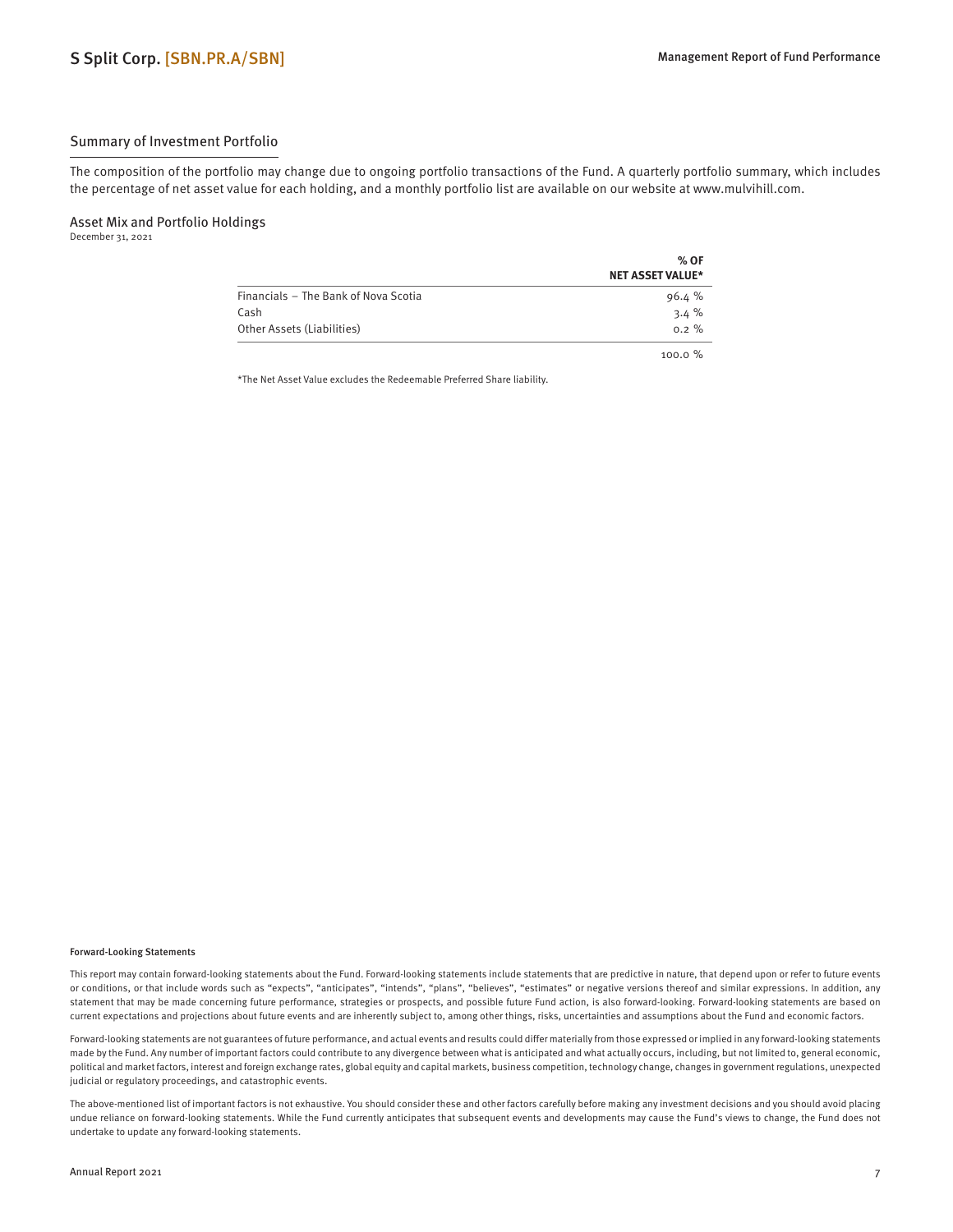## Summary of Investment Portfolio

The composition of the portfolio may change due to ongoing portfolio transactions of the Fund. A quarterly portfolio summary, which includes the percentage of net asset value for each holding, and a monthly portfolio list are available on our website at www.mulvihill.com.

### Asset Mix and Portfolio Holdings

December 31, 2021

| | % OF NET ASSET VALUE* |
|---|---|
| Financials – The Bank of Nova Scotia | 96.4 % |
| Cash | 3.4 % |
| Other Assets (Liabilities) | 0.2 % |
| | 100.0 % |

*The Net Asset Value excludes the Redeemable Preferred Share liability.

#### Forward-Looking Statements

This report may contain forward-looking statements about the Fund. Forward-looking statements include statements that are predictive in nature, that depend upon or refer to future events or conditions, or that include words such as "expects", "anticipates", "intends", "plans", "believes", "estimates" or negative versions thereof and similar expressions. In addition, any statement that may be made concerning future performance, strategies or prospects, and possible future Fund action, is also forward-looking. Forward-looking statements are based on current expectations and projections about future events and are inherently subject to, among other things, risks, uncertainties and assumptions about the Fund and economic factors.

Forward-looking statements are not guarantees of future performance, and actual events and results could differ materially from those expressed or implied in any forward-looking statements made by the Fund. Any number of important factors could contribute to any divergence between what is anticipated and what actually occurs, including, but not limited to, general economic, political and market factors, interest and foreign exchange rates, global equity and capital markets, business competition, technology change, changes in government regulations, unexpected judicial or regulatory proceedings, and catastrophic events.

The above-mentioned list of important factors is not exhaustive. You should consider these and other factors carefully before making any investment decisions and you should avoid placing undue reliance on forward-looking statements. While the Fund currently anticipates that subsequent events and developments may cause the Fund's views to change, the Fund does not undertake to update any forward-looking statements.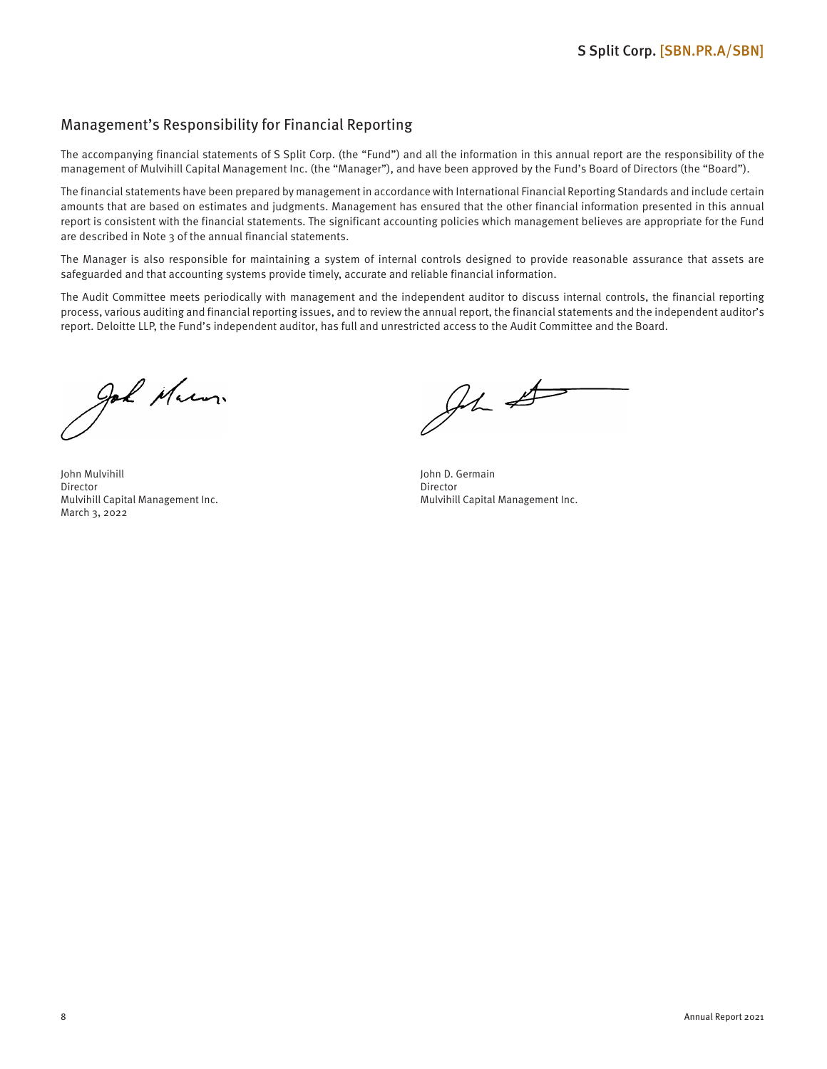## Management's Responsibility for Financial Reporting

The accompanying financial statements of S Split Corp. (the "Fund") and all the information in this annual report are the responsibility of the management of Mulvihill Capital Management Inc. (the "Manager"), and have been approved by the Fund's Board of Directors (the "Board").

The financial statements have been prepared by management in accordance with International Financial Reporting Standards and include certain amounts that are based on estimates and judgments. Management has ensured that the other financial information presented in this annual report is consistent with the financial statements. The significant accounting policies which management believes are appropriate for the Fund are described in Note 3 of the annual financial statements.

The Manager is also responsible for maintaining a system of internal controls designed to provide reasonable assurance that assets are safeguarded and that accounting systems provide timely, accurate and reliable financial information.

The Audit Committee meets periodically with management and the independent auditor to discuss internal controls, the financial reporting process, various auditing and financial reporting issues, and to review the annual report, the financial statements and the independent auditor's report. Deloitte LLP, the Fund's independent auditor, has full and unrestricted access to the Audit Committee and the Board.

John Mulvihill
Director
Mulvihill Capital Management Inc.
March 3, 2022

John D. Germain
Director
Mulvihill Capital Management Inc.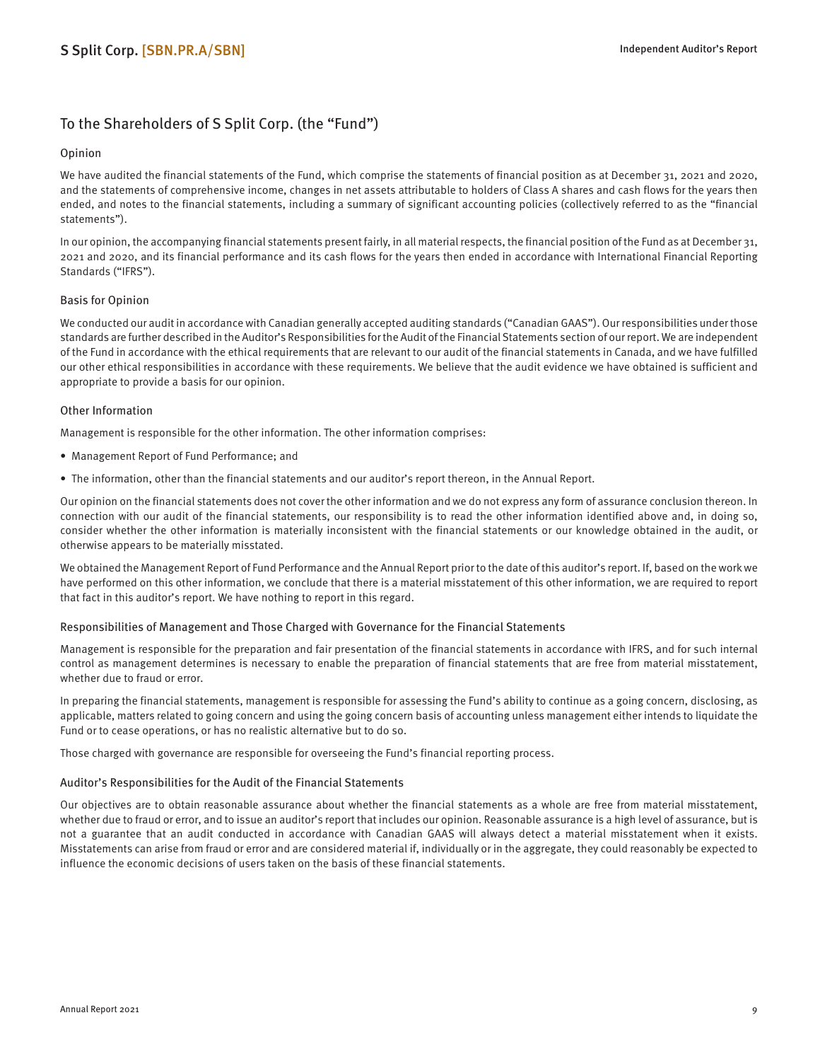## To the Shareholders of S Split Corp. (the "Fund")

### Opinion

We have audited the financial statements of the Fund, which comprise the statements of financial position as at December 31, 2021 and 2020, and the statements of comprehensive income, changes in net assets attributable to holders of Class A shares and cash flows for the years then ended, and notes to the financial statements, including a summary of significant accounting policies (collectively referred to as the "financial statements").

In our opinion, the accompanying financial statements present fairly, in all material respects, the financial position of the Fund as at December 31, 2021 and 2020, and its financial performance and its cash flows for the years then ended in accordance with International Financial Reporting Standards ("IFRS").

### Basis for Opinion

We conducted our audit in accordance with Canadian generally accepted auditing standards ("Canadian GAAS"). Our responsibilities under those standards are further described in the Auditor's Responsibilities for the Audit of the Financial Statements section of our report. We are independent of the Fund in accordance with the ethical requirements that are relevant to our audit of the financial statements in Canada, and we have fulfilled our other ethical responsibilities in accordance with these requirements. We believe that the audit evidence we have obtained is sufficient and appropriate to provide a basis for our opinion.

### Other Information

Management is responsible for the other information. The other information comprises:

- Management Report of Fund Performance; and
- The information, other than the financial statements and our auditor's report thereon, in the Annual Report.

Our opinion on the financial statements does not cover the other information and we do not express any form of assurance conclusion thereon. In connection with our audit of the financial statements, our responsibility is to read the other information identified above and, in doing so, consider whether the other information is materially inconsistent with the financial statements or our knowledge obtained in the audit, or otherwise appears to be materially misstated.

We obtained the Management Report of Fund Performance and the Annual Report prior to the date of this auditor's report. If, based on the work we have performed on this other information, we conclude that there is a material misstatement of this other information, we are required to report that fact in this auditor's report. We have nothing to report in this regard.

### Responsibilities of Management and Those Charged with Governance for the Financial Statements

Management is responsible for the preparation and fair presentation of the financial statements in accordance with IFRS, and for such internal control as management determines is necessary to enable the preparation of financial statements that are free from material misstatement, whether due to fraud or error.

In preparing the financial statements, management is responsible for assessing the Fund's ability to continue as a going concern, disclosing, as applicable, matters related to going concern and using the going concern basis of accounting unless management either intends to liquidate the Fund or to cease operations, or has no realistic alternative but to do so.

Those charged with governance are responsible for overseeing the Fund's financial reporting process.

### Auditor's Responsibilities for the Audit of the Financial Statements

Our objectives are to obtain reasonable assurance about whether the financial statements as a whole are free from material misstatement, whether due to fraud or error, and to issue an auditor's report that includes our opinion. Reasonable assurance is a high level of assurance, but is not a guarantee that an audit conducted in accordance with Canadian GAAS will always detect a material misstatement when it exists. Misstatements can arise from fraud or error and are considered material if, individually or in the aggregate, they could reasonably be expected to influence the economic decisions of users taken on the basis of these financial statements.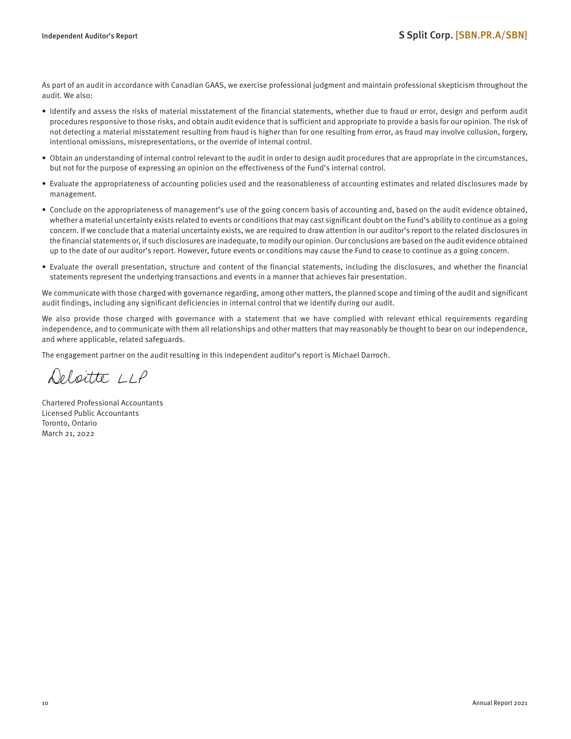As part of an audit in accordance with Canadian GAAS, we exercise professional judgment and maintain professional skepticism throughout the audit. We also:

- Identify and assess the risks of material misstatement of the financial statements, whether due to fraud or error, design and perform audit procedures responsive to those risks, and obtain audit evidence that is sufficient and appropriate to provide a basis for our opinion. The risk of not detecting a material misstatement resulting from fraud is higher than for one resulting from error, as fraud may involve collusion, forgery, intentional omissions, misrepresentations, or the override of internal control.
- Obtain an understanding of internal control relevant to the audit in order to design audit procedures that are appropriate in the circumstances, but not for the purpose of expressing an opinion on the effectiveness of the Fund's internal control.
- Evaluate the appropriateness of accounting policies used and the reasonableness of accounting estimates and related disclosures made by management.
- Conclude on the appropriateness of management's use of the going concern basis of accounting and, based on the audit evidence obtained, whether a material uncertainty exists related to events or conditions that may cast significant doubt on the Fund's ability to continue as a going concern. If we conclude that a material uncertainty exists, we are required to draw attention in our auditor's report to the related disclosures in the financial statements or, if such disclosures are inadequate, to modify our opinion. Our conclusions are based on the audit evidence obtained up to the date of our auditor's report. However, future events or conditions may cause the Fund to cease to continue as a going concern.
- Evaluate the overall presentation, structure and content of the financial statements, including the disclosures, and whether the financial statements represent the underlying transactions and events in a manner that achieves fair presentation.

We communicate with those charged with governance regarding, among other matters, the planned scope and timing of the audit and significant audit findings, including any significant deficiencies in internal control that we identify during our audit.

We also provide those charged with governance with a statement that we have complied with relevant ethical requirements regarding independence, and to communicate with them all relationships and other matters that may reasonably be thought to bear on our independence, and where applicable, related safeguards.

The engagement partner on the audit resulting in this independent auditor's report is Michael Darroch.

Deloitte LLP

Chartered Professional Accountants
Licensed Public Accountants
Toronto, Ontario
March 21, 2022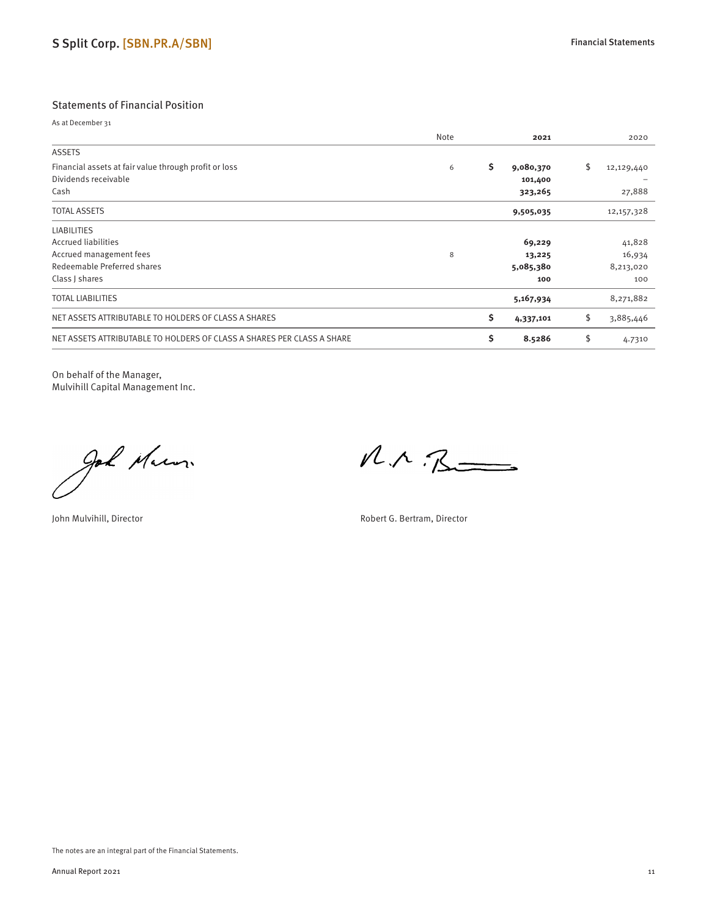## Statements of Financial Position

As at December 31

| | Note | 2021 | 2020 |
|---|---|---|---|
| ASSETS | | | |
| Financial assets at fair value through profit or loss | 6 | **$ 9,080,370** | $ 12,129,440 |
| Dividends receivable | | **101,400** | – |
| Cash | | **323,265** | 27,888 |
| TOTAL ASSETS | | **9,505,035** | 12,157,328 |
| LIABILITIES | | | |
| Accrued liabilities | | **69,229** | 41,828 |
| Accrued management fees | 8 | **13,225** | 16,934 |
| Redeemable Preferred shares | | **5,085,380** | 8,213,020 |
| Class J shares | | **100** | 100 |
| TOTAL LIABILITIES | | **5,167,934** | 8,271,882 |
| NET ASSETS ATTRIBUTABLE TO HOLDERS OF CLASS A SHARES | | **$ 4,337,101** | $ 3,885,446 |
| NET ASSETS ATTRIBUTABLE TO HOLDERS OF CLASS A SHARES PER CLASS A SHARE | | **$ 8.5286** | $ 4.7310 |

On behalf of the Manager,
Mulvihill Capital Management Inc.

John Mulvihill, Director

Robert G. Bertram, Director

The notes are an integral part of the Financial Statements.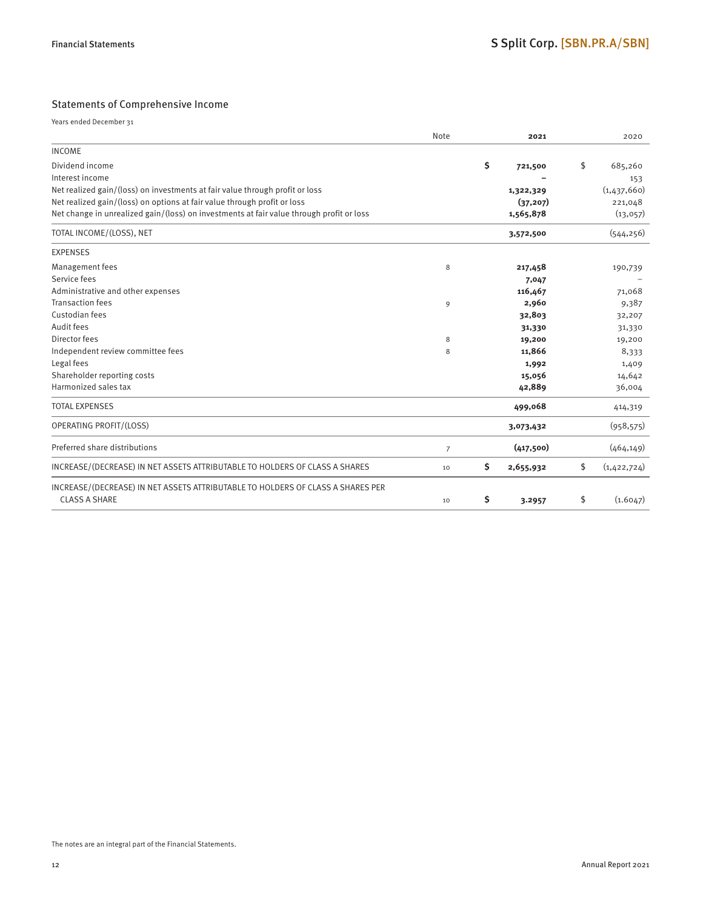## Statements of Comprehensive Income

Years ended December 31

| | Note | 2021 | 2020 |
|---|---|---|---|
| **INCOME** | | | |
| Dividend income | | $ 721,500 | $ 685,260 |
| Interest income | | – | 153 |
| Net realized gain/(loss) on investments at fair value through profit or loss | | 1,322,329 | (1,437,660) |
| Net realized gain/(loss) on options at fair value through profit or loss | | (37,207) | 221,048 |
| Net change in unrealized gain/(loss) on investments at fair value through profit or loss | | 1,565,878 | (13,057) |
| TOTAL INCOME/(LOSS), NET | | 3,572,500 | (544,256) |
| **EXPENSES** | | | |
| Management fees | 8 | 217,458 | 190,739 |
| Service fees | | 7,047 | – |
| Administrative and other expenses | | 116,467 | 71,068 |
| Transaction fees | 9 | 2,960 | 9,387 |
| Custodian fees | | 32,803 | 32,207 |
| Audit fees | | 31,330 | 31,330 |
| Director fees | 8 | 19,200 | 19,200 |
| Independent review committee fees | 8 | 11,866 | 8,333 |
| Legal fees | | 1,992 | 1,409 |
| Shareholder reporting costs | | 15,056 | 14,642 |
| Harmonized sales tax | | 42,889 | 36,004 |
| TOTAL EXPENSES | | 499,068 | 414,319 |
| OPERATING PROFIT/(LOSS) | | 3,073,432 | (958,575) |
| Preferred share distributions | 7 | (417,500) | (464,149) |
| INCREASE/(DECREASE) IN NET ASSETS ATTRIBUTABLE TO HOLDERS OF CLASS A SHARES | 10 | $ 2,655,932 | $ (1,422,724) |
| INCREASE/(DECREASE) IN NET ASSETS ATTRIBUTABLE TO HOLDERS OF CLASS A SHARES PER CLASS A SHARE | 10 | $ 3.2957 | $ (1.6047) |

The notes are an integral part of the Financial Statements.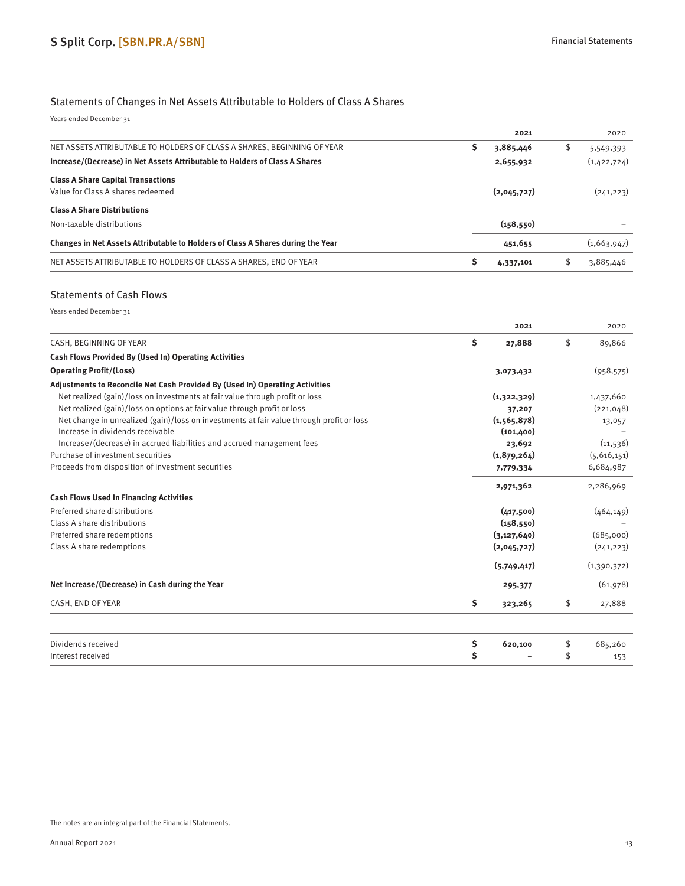## Statements of Changes in Net Assets Attributable to Holders of Class A Shares

Years ended December 31

| | 2021 | 2020 |
|---|---|---|
| NET ASSETS ATTRIBUTABLE TO HOLDERS OF CLASS A SHARES, BEGINNING OF YEAR | **$ 3,885,446** | $ 5,549,393 |
| **Increase/(Decrease) in Net Assets Attributable to Holders of Class A Shares** | **2,655,932** | (1,422,724) |
| **Class A Share Capital Transactions** | | |
| Value for Class A shares redeemed | **(2,045,727)** | (241,223) |
| **Class A Share Distributions** | | |
| Non-taxable distributions | **(158,550)** | – |
| **Changes in Net Assets Attributable to Holders of Class A Shares during the Year** | **451,655** | (1,663,947) |
| NET ASSETS ATTRIBUTABLE TO HOLDERS OF CLASS A SHARES, END OF YEAR | **$ 4,337,101** | $ 3,885,446 |

## Statements of Cash Flows

Years ended December 31

| | 2021 | 2020 |
|---|---|---|
| CASH, BEGINNING OF YEAR | **$ 27,888** | $ 89,866 |
| **Cash Flows Provided By (Used In) Operating Activities** | | |
| **Operating Profit/(Loss)** | **3,073,432** | (958,575) |
| **Adjustments to Reconcile Net Cash Provided By (Used In) Operating Activities** | | |
| Net realized (gain)/loss on investments at fair value through profit or loss | **(1,322,329)** | 1,437,660 |
| Net realized (gain)/loss on options at fair value through profit or loss | **37,207** | (221,048) |
| Net change in unrealized (gain)/loss on investments at fair value through profit or loss | **(1,565,878)** | 13,057 |
| Increase in dividends receivable | **(101,400)** | – |
| Increase/(decrease) in accrued liabilities and accrued management fees | **23,692** | (11,536) |
| Purchase of investment securities | **(1,879,264)** | (5,616,151) |
| Proceeds from disposition of investment securities | **7,779,334** | 6,684,987 |
| | **2,971,362** | 2,286,969 |
| **Cash Flows Used In Financing Activities** | | |
| Preferred share distributions | **(417,500)** | (464,149) |
| Class A share distributions | **(158,550)** | – |
| Preferred share redemptions | **(3,127,640)** | (685,000) |
| Class A share redemptions | **(2,045,727)** | (241,223) |
| | **(5,749,417)** | (1,390,372) |
| **Net Increase/(Decrease) in Cash during the Year** | **295,377** | (61,978) |
| CASH, END OF YEAR | **$ 323,265** | $ 27,888 |

| | 2021 | 2020 |
|---|---|---|
| Dividends received | **$ 620,100** | $ 685,260 |
| Interest received | **$ –** | $ 153 |

The notes are an integral part of the Financial Statements.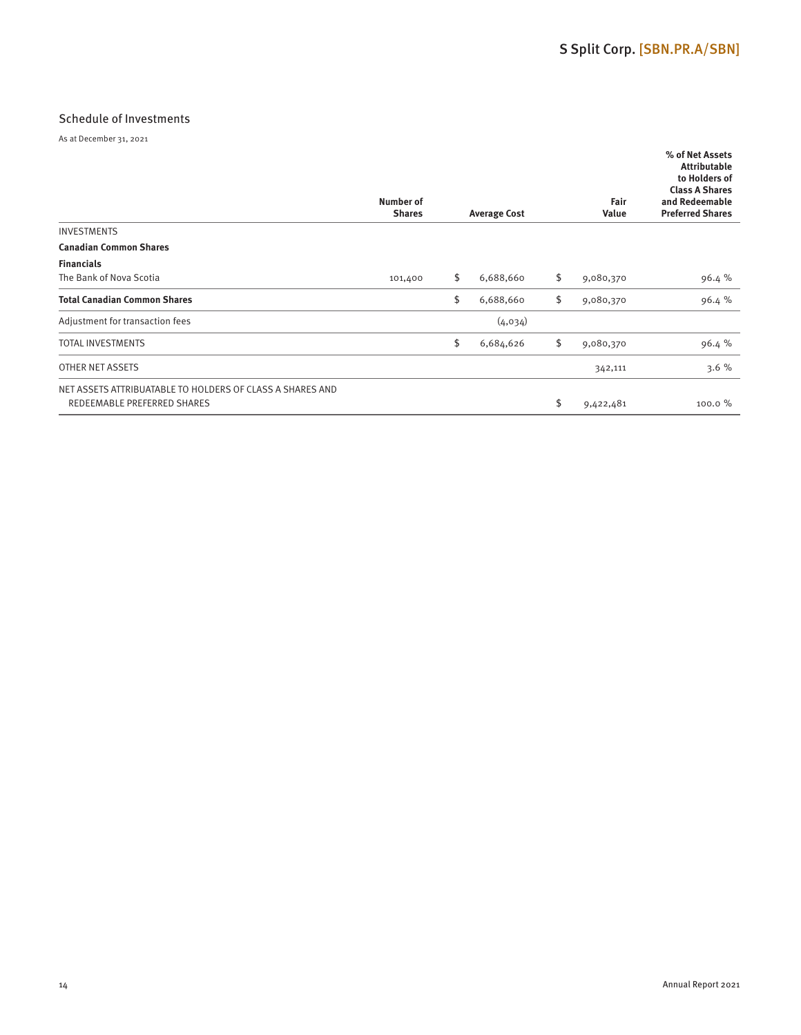## Schedule of Investments

As at December 31, 2021

| | Number of Shares | Average Cost | Fair Value | % of Net Assets Attributable to Holders of Class A Shares and Redeemable Preferred Shares |
|---|---|---|---|---|
| INVESTMENTS | | | | |
| **Canadian Common Shares** | | | | |
| **Financials** | | | | |
| The Bank of Nova Scotia | 101,400 | $ 6,688,660 | $ 9,080,370 | 96.4 % |
| **Total Canadian Common Shares** | | $ 6,688,660 | $ 9,080,370 | 96.4 % |
| Adjustment for transaction fees | | (4,034) | | |
| TOTAL INVESTMENTS | | $ 6,684,626 | $ 9,080,370 | 96.4 % |
| OTHER NET ASSETS | | | 342,111 | 3.6 % |
| NET ASSETS ATTRIBUATABLE TO HOLDERS OF CLASS A SHARES AND REDEEMABLE PREFERRED SHARES | | | $ 9,422,481 | 100.0 % |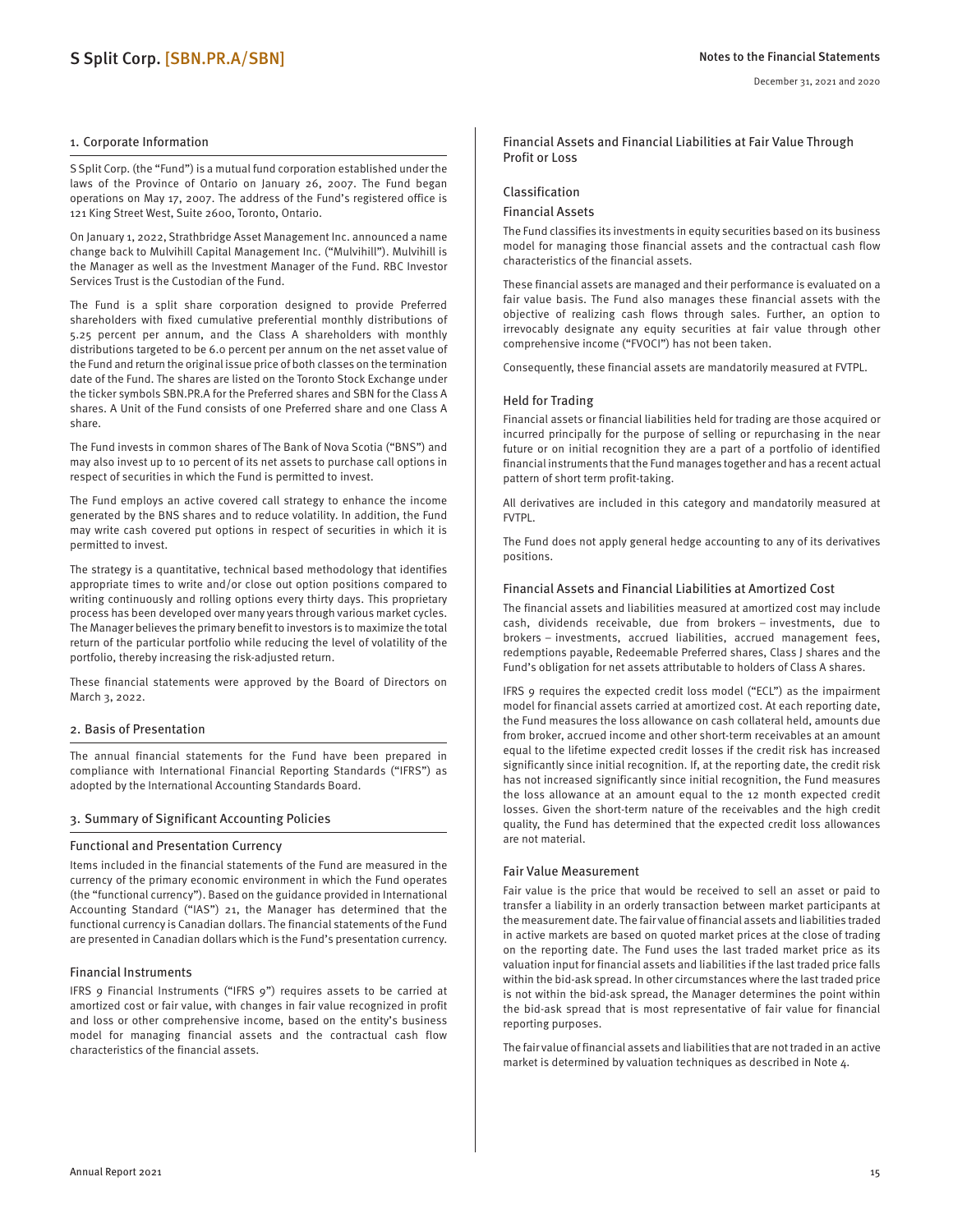## 1. Corporate Information

S Split Corp. (the "Fund") is a mutual fund corporation established under the laws of the Province of Ontario on January 26, 2007. The Fund began operations on May 17, 2007. The address of the Fund's registered office is 121 King Street West, Suite 2600, Toronto, Ontario.

On January 1, 2022, Strathbridge Asset Management Inc. announced a name change back to Mulvihill Capital Management Inc. ("Mulvihill"). Mulvihill is the Manager as well as the Investment Manager of the Fund. RBC Investor Services Trust is the Custodian of the Fund.

The Fund is a split share corporation designed to provide Preferred shareholders with fixed cumulative preferential monthly distributions of 5.25 percent per annum, and the Class A shareholders with monthly distributions targeted to be 6.0 percent per annum on the net asset value of the Fund and return the original issue price of both classes on the termination date of the Fund. The shares are listed on the Toronto Stock Exchange under the ticker symbols SBN.PR.A for the Preferred shares and SBN for the Class A shares. A Unit of the Fund consists of one Preferred share and one Class A share.

The Fund invests in common shares of The Bank of Nova Scotia ("BNS") and may also invest up to 10 percent of its net assets to purchase call options in respect of securities in which the Fund is permitted to invest.

The Fund employs an active covered call strategy to enhance the income generated by the BNS shares and to reduce volatility. In addition, the Fund may write cash covered put options in respect of securities in which it is permitted to invest.

The strategy is a quantitative, technical based methodology that identifies appropriate times to write and/or close out option positions compared to writing continuously and rolling options every thirty days. This proprietary process has been developed over many years through various market cycles. The Manager believes the primary benefit to investors is to maximize the total return of the particular portfolio while reducing the level of volatility of the portfolio, thereby increasing the risk-adjusted return.

These financial statements were approved by the Board of Directors on March 3, 2022.

## 2. Basis of Presentation

The annual financial statements for the Fund have been prepared in compliance with International Financial Reporting Standards ("IFRS") as adopted by the International Accounting Standards Board.

## 3. Summary of Significant Accounting Policies

### Functional and Presentation Currency

Items included in the financial statements of the Fund are measured in the currency of the primary economic environment in which the Fund operates (the "functional currency"). Based on the guidance provided in International Accounting Standard ("IAS") 21, the Manager has determined that the functional currency is Canadian dollars. The financial statements of the Fund are presented in Canadian dollars which is the Fund's presentation currency.

### Financial Instruments

IFRS 9 Financial Instruments ("IFRS 9") requires assets to be carried at amortized cost or fair value, with changes in fair value recognized in profit and loss or other comprehensive income, based on the entity's business model for managing financial assets and the contractual cash flow characteristics of the financial assets.

### Financial Assets and Financial Liabilities at Fair Value Through Profit or Loss

#### Classification

#### Financial Assets

The Fund classifies its investments in equity securities based on its business model for managing those financial assets and the contractual cash flow characteristics of the financial assets.

These financial assets are managed and their performance is evaluated on a fair value basis. The Fund also manages these financial assets with the objective of realizing cash flows through sales. Further, an option to irrevocably designate any equity securities at fair value through other comprehensive income ("FVOCI") has not been taken.

Consequently, these financial assets are mandatorily measured at FVTPL.

#### Held for Trading

Financial assets or financial liabilities held for trading are those acquired or incurred principally for the purpose of selling or repurchasing in the near future or on initial recognition they are a part of a portfolio of identified financial instruments that the Fund manages together and has a recent actual pattern of short term profit-taking.

All derivatives are included in this category and mandatorily measured at FVTPL.

The Fund does not apply general hedge accounting to any of its derivatives positions.

### Financial Assets and Financial Liabilities at Amortized Cost

The financial assets and liabilities measured at amortized cost may include cash, dividends receivable, due from brokers – investments, due to brokers – investments, accrued liabilities, accrued management fees, redemptions payable, Redeemable Preferred shares, Class J shares and the Fund's obligation for net assets attributable to holders of Class A shares.

IFRS 9 requires the expected credit loss model ("ECL") as the impairment model for financial assets carried at amortized cost. At each reporting date, the Fund measures the loss allowance on cash collateral held, amounts due from broker, accrued income and other short-term receivables at an amount equal to the lifetime expected credit losses if the credit risk has increased significantly since initial recognition. If, at the reporting date, the credit risk has not increased significantly since initial recognition, the Fund measures the loss allowance at an amount equal to the 12 month expected credit losses. Given the short-term nature of the receivables and the high credit quality, the Fund has determined that the expected credit loss allowances are not material.

### Fair Value Measurement

Fair value is the price that would be received to sell an asset or paid to transfer a liability in an orderly transaction between market participants at the measurement date. The fair value of financial assets and liabilities traded in active markets are based on quoted market prices at the close of trading on the reporting date. The Fund uses the last traded market price as its valuation input for financial assets and liabilities if the last traded price falls within the bid-ask spread. In other circumstances where the last traded price is not within the bid-ask spread, the Manager determines the point within the bid-ask spread that is most representative of fair value for financial reporting purposes.

The fair value of financial assets and liabilities that are not traded in an active market is determined by valuation techniques as described in Note 4.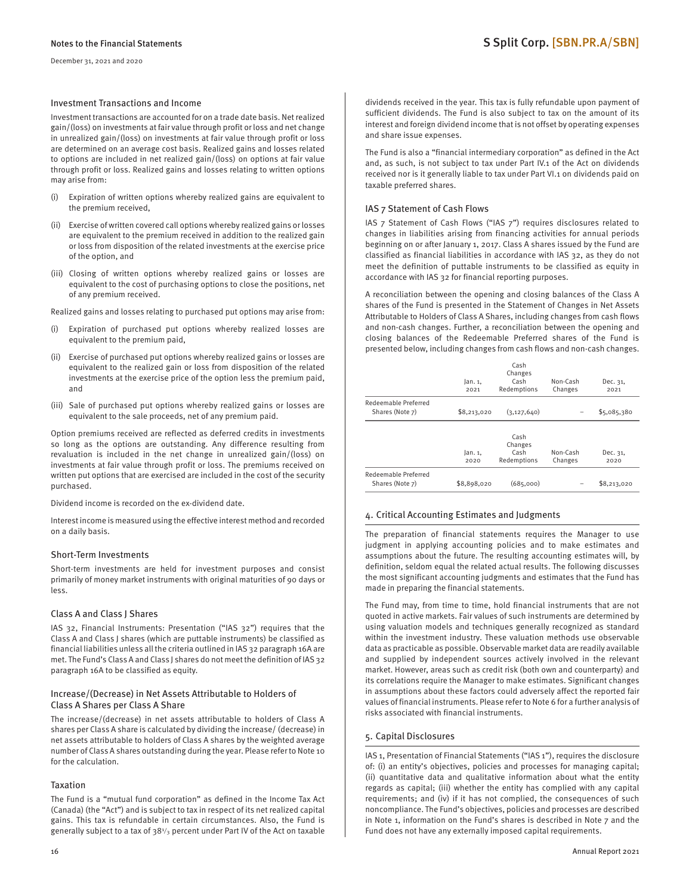### Investment Transactions and Income

Investment transactions are accounted for on a trade date basis. Net realized gain/(loss) on investments at fair value through profit or loss and net change in unrealized gain/(loss) on investments at fair value through profit or loss are determined on an average cost basis. Realized gains and losses related to options are included in net realized gain/(loss) on options at fair value through profit or loss. Realized gains and losses relating to written options may arise from:

(i) Expiration of written options whereby realized gains are equivalent to the premium received,

(ii) Exercise of written covered call options whereby realized gains or losses are equivalent to the premium received in addition to the realized gain or loss from disposition of the related investments at the exercise price of the option, and

(iii) Closing of written options whereby realized gains or losses are equivalent to the cost of purchasing options to close the positions, net of any premium received.

Realized gains and losses relating to purchased put options may arise from:

(i) Expiration of purchased put options whereby realized losses are equivalent to the premium paid,

(ii) Exercise of purchased put options whereby realized gains or losses are equivalent to the realized gain or loss from disposition of the related investments at the exercise price of the option less the premium paid, and

(iii) Sale of purchased put options whereby realized gains or losses are equivalent to the sale proceeds, net of any premium paid.

Option premiums received are reflected as deferred credits in investments so long as the options are outstanding. Any difference resulting from revaluation is included in the net change in unrealized gain/(loss) on investments at fair value through profit or loss. The premiums received on written put options that are exercised are included in the cost of the security purchased.

Dividend income is recorded on the ex-dividend date.

Interest income is measured using the effective interest method and recorded on a daily basis.

### Short-Term Investments

Short-term investments are held for investment purposes and consist primarily of money market instruments with original maturities of 90 days or less.

### Class A and Class J Shares

IAS 32, Financial Instruments: Presentation ("IAS 32") requires that the Class A and Class J shares (which are puttable instruments) be classified as financial liabilities unless all the criteria outlined in IAS 32 paragraph 16A are met. The Fund's Class A and Class J shares do not meet the definition of IAS 32 paragraph 16A to be classified as equity.

### Increase/(Decrease) in Net Assets Attributable to Holders of Class A Shares per Class A Share

The increase/(decrease) in net assets attributable to holders of Class A shares per Class A share is calculated by dividing the increase/ (decrease) in net assets attributable to holders of Class A shares by the weighted average number of Class A shares outstanding during the year. Please refer to Note 10 for the calculation.

### Taxation

The Fund is a "mutual fund corporation" as defined in the Income Tax Act (Canada) (the "Act") and is subject to tax in respect of its net realized capital gains. This tax is refundable in certain circumstances. Also, the Fund is generally subject to a tax of 38⅓ percent under Part IV of the Act on taxable dividends received in the year. This tax is fully refundable upon payment of sufficient dividends. The Fund is also subject to tax on the amount of its interest and foreign dividend income that is not offset by operating expenses and share issue expenses.

The Fund is also a "financial intermediary corporation" as defined in the Act and, as such, is not subject to tax under Part IV.1 of the Act on dividends received nor is it generally liable to tax under Part VI.1 on dividends paid on taxable preferred shares.

### IAS 7 Statement of Cash Flows

IAS 7 Statement of Cash Flows ("IAS 7") requires disclosures related to changes in liabilities arising from financing activities for annual periods beginning on or after January 1, 2017. Class A shares issued by the Fund are classified as financial liabilities in accordance with IAS 32, as they do not meet the definition of puttable instruments to be classified as equity in accordance with IAS 32 for financial reporting purposes.

A reconciliation between the opening and closing balances of the Class A shares of the Fund is presented in the Statement of Changes in Net Assets Attributable to Holders of Class A Shares, including changes from cash flows and non-cash changes. Further, a reconciliation between the opening and closing balances of the Redeemable Preferred shares of the Fund is presented below, including changes from cash flows and non-cash changes.

| | Jan. 1, 2021 | Cash Changes Cash Redemptions | Non-Cash Changes | Dec. 31, 2021 |
|---|---|---|---|---|
| Redeemable Preferred Shares (Note 7) | $8,213,020 | (3,127,640) | – | $5,085,380 |

| | Jan. 1, 2020 | Cash Changes Cash Redemptions | Non-Cash Changes | Dec. 31, 2020 |
|---|---|---|---|---|
| Redeemable Preferred Shares (Note 7) | $8,898,020 | (685,000) | – | $8,213,020 |

## 4. Critical Accounting Estimates and Judgments

The preparation of financial statements requires the Manager to use judgment in applying accounting policies and to make estimates and assumptions about the future. The resulting accounting estimates will, by definition, seldom equal the related actual results. The following discusses the most significant accounting judgments and estimates that the Fund has made in preparing the financial statements.

The Fund may, from time to time, hold financial instruments that are not quoted in active markets. Fair values of such instruments are determined by using valuation models and techniques generally recognized as standard within the investment industry. These valuation methods use observable data as practicable as possible. Observable market data are readily available and supplied by independent sources actively involved in the relevant market. However, areas such as credit risk (both own and counterparty) and its correlations require the Manager to make estimates. Significant changes in assumptions about these factors could adversely affect the reported fair values of financial instruments. Please refer to Note 6 for a further analysis of risks associated with financial instruments.

## 5. Capital Disclosures

IAS 1, Presentation of Financial Statements ("IAS 1"), requires the disclosure of: (i) an entity's objectives, policies and processes for managing capital; (ii) quantitative data and qualitative information about what the entity regards as capital; (iii) whether the entity has complied with any capital requirements; and (iv) if it has not complied, the consequences of such noncompliance. The Fund's objectives, policies and processes are described in Note 1, information on the Fund's shares is described in Note 7 and the Fund does not have any externally imposed capital requirements.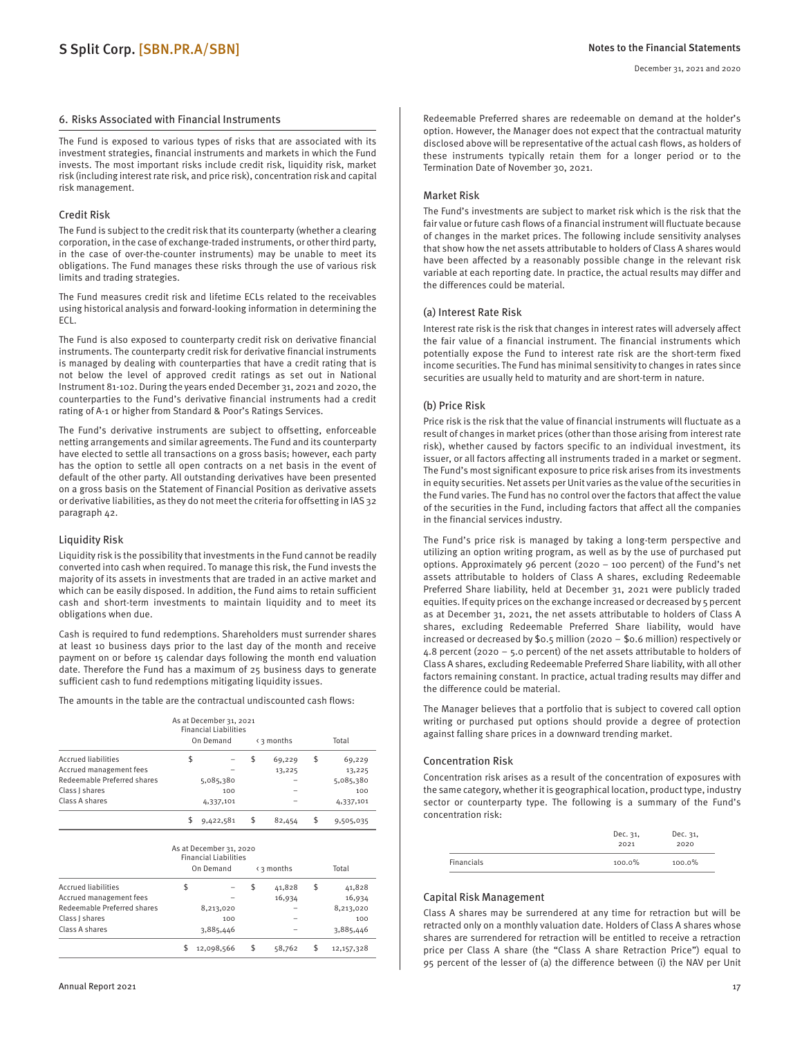## 6. Risks Associated with Financial Instruments

The Fund is exposed to various types of risks that are associated with its investment strategies, financial instruments and markets in which the Fund invests. The most important risks include credit risk, liquidity risk, market risk (including interest rate risk, and price risk), concentration risk and capital risk management.

### Credit Risk

The Fund is subject to the credit risk that its counterparty (whether a clearing corporation, in the case of exchange-traded instruments, or other third party, in the case of over-the-counter instruments) may be unable to meet its obligations. The Fund manages these risks through the use of various risk limits and trading strategies.

The Fund measures credit risk and lifetime ECLs related to the receivables using historical analysis and forward-looking information in determining the ECL.

The Fund is also exposed to counterparty credit risk on derivative financial instruments. The counterparty credit risk for derivative financial instruments is managed by dealing with counterparties that have a credit rating that is not below the level of approved credit ratings as set out in National Instrument 81-102. During the years ended December 31, 2021 and 2020, the counterparties to the Fund's derivative financial instruments had a credit rating of A-1 or higher from Standard & Poor's Ratings Services.

The Fund's derivative instruments are subject to offsetting, enforceable netting arrangements and similar agreements. The Fund and its counterparty have elected to settle all transactions on a gross basis; however, each party has the option to settle all open contracts on a net basis in the event of default of the other party. All outstanding derivatives have been presented on a gross basis on the Statement of Financial Position as derivative assets or derivative liabilities, as they do not meet the criteria for offsetting in IAS 32 paragraph 42.

### Liquidity Risk

Liquidity risk is the possibility that investments in the Fund cannot be readily converted into cash when required. To manage this risk, the Fund invests the majority of its assets in investments that are traded in an active market and which can be easily disposed. In addition, the Fund aims to retain sufficient cash and short-term investments to maintain liquidity and to meet its obligations when due.

Cash is required to fund redemptions. Shareholders must surrender shares at least 10 business days prior to the last day of the month and receive payment on or before 15 calendar days following the month end valuation date. Therefore the Fund has a maximum of 25 business days to generate sufficient cash to fund redemptions mitigating liquidity issues.

The amounts in the table are the contractual undiscounted cash flows:

| As at December 31, 2021 Financial Liabilities | On Demand | < 3 months | Total |
|---|---|---|---|
| Accrued liabilities | $ – | $ 69,229 | $ 69,229 |
| Accrued management fees | – | 13,225 | 13,225 |
| Redeemable Preferred shares | 5,085,380 | – | 5,085,380 |
| Class J shares | 100 | – | 100 |
| Class A shares | 4,337,101 | – | 4,337,101 |
| | $ 9,422,581 | $ 82,454 | $ 9,505,035 |

| As at December 31, 2020 Financial Liabilities | On Demand | < 3 months | Total |
|---|---|---|---|
| Accrued liabilities | $ – | $ 41,828 | $ 41,828 |
| Accrued management fees | – | 16,934 | 16,934 |
| Redeemable Preferred shares | 8,213,020 | – | 8,213,020 |
| Class J shares | 100 | – | 100 |
| Class A shares | 3,885,446 | – | 3,885,446 |
| | $ 12,098,566 | $ 58,762 | $ 12,157,328 |

Redeemable Preferred shares are redeemable on demand at the holder's option. However, the Manager does not expect that the contractual maturity disclosed above will be representative of the actual cash flows, as holders of these instruments typically retain them for a longer period or to the Termination Date of November 30, 2021.

### Market Risk

The Fund's investments are subject to market risk which is the risk that the fair value or future cash flows of a financial instrument will fluctuate because of changes in the market prices. The following include sensitivity analyses that show how the net assets attributable to holders of Class A shares would have been affected by a reasonably possible change in the relevant risk variable at each reporting date. In practice, the actual results may differ and the differences could be material.

#### (a) Interest Rate Risk

Interest rate risk is the risk that changes in interest rates will adversely affect the fair value of a financial instrument. The financial instruments which potentially expose the Fund to interest rate risk are the short-term fixed income securities. The Fund has minimal sensitivity to changes in rates since securities are usually held to maturity and are short-term in nature.

#### (b) Price Risk

Price risk is the risk that the value of financial instruments will fluctuate as a result of changes in market prices (other than those arising from interest rate risk), whether caused by factors specific to an individual investment, its issuer, or all factors affecting all instruments traded in a market or segment. The Fund's most significant exposure to price risk arises from its investments in equity securities. Net assets per Unit varies as the value of the securities in the Fund varies. The Fund has no control over the factors that affect the value of the securities in the Fund, including factors that affect all the companies in the financial services industry.

The Fund's price risk is managed by taking a long-term perspective and utilizing an option writing program, as well as by the use of purchased put options. Approximately 96 percent (2020 – 100 percent) of the Fund's net assets attributable to holders of Class A shares, excluding Redeemable Preferred Share liability, held at December 31, 2021 were publicly traded equities. If equity prices on the exchange increased or decreased by 5 percent as at December 31, 2021, the net assets attributable to holders of Class A shares, excluding Redeemable Preferred Share liability, would have increased or decreased by $0.5 million (2020 – $0.6 million) respectively or 4.8 percent (2020 – 5.0 percent) of the net assets attributable to holders of Class A shares, excluding Redeemable Preferred Share liability, with all other factors remaining constant. In practice, actual trading results may differ and the difference could be material.

The Manager believes that a portfolio that is subject to covered call option writing or purchased put options should provide a degree of protection against falling share prices in a downward trending market.

### Concentration Risk

Concentration risk arises as a result of the concentration of exposures with the same category, whether it is geographical location, product type, industry sector or counterparty type. The following is a summary of the Fund's concentration risk:

| | Dec. 31, 2021 | Dec. 31, 2020 |
|---|---|---|
| Financials | 100.0% | 100.0% |

### Capital Risk Management

Class A shares may be surrendered at any time for retraction but will be retracted only on a monthly valuation date. Holders of Class A shares whose shares are surrendered for retraction will be entitled to receive a retraction price per Class A share (the "Class A share Retraction Price") equal to 95 percent of the lesser of (a) the difference between (i) the NAV per Unit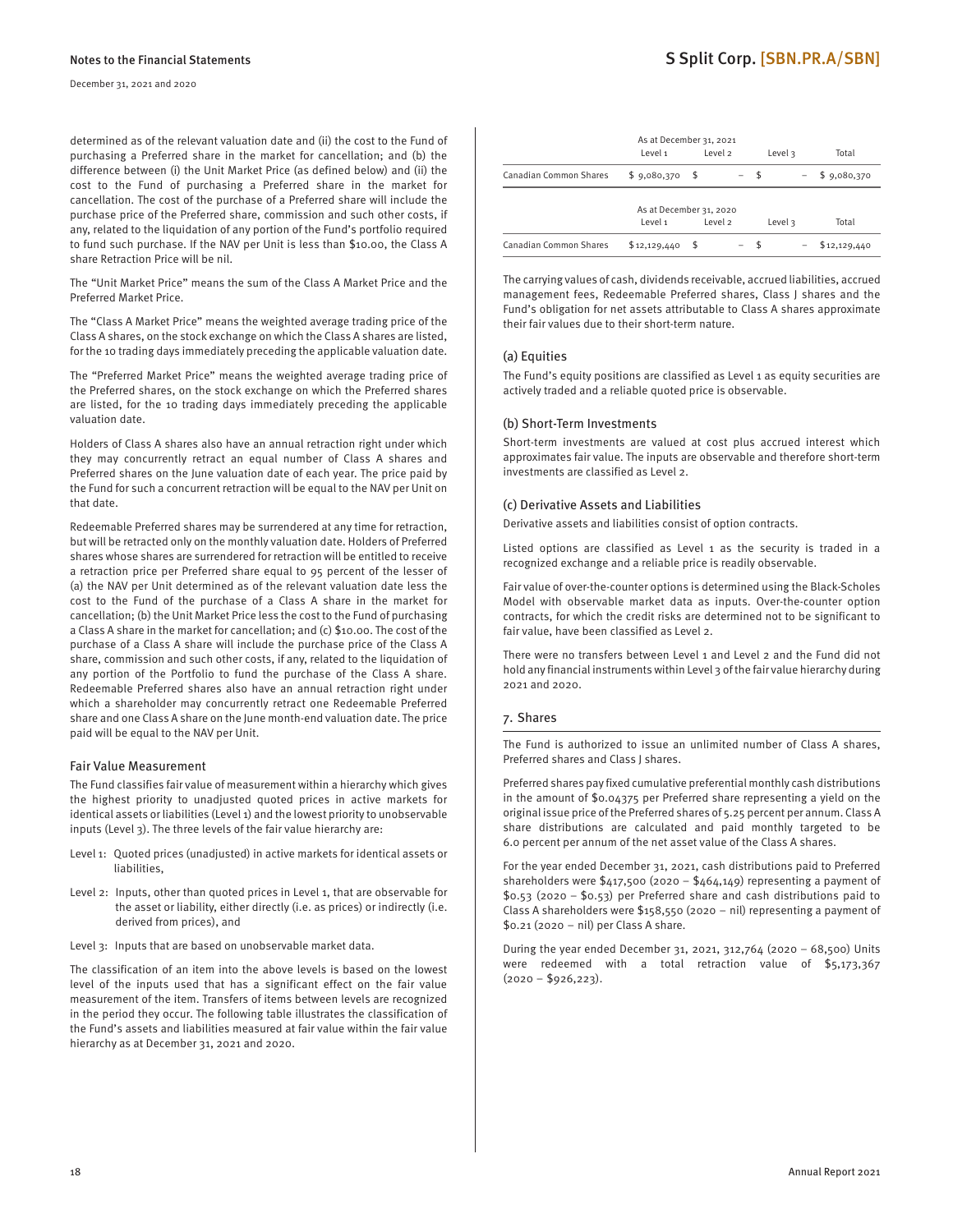determined as of the relevant valuation date and (ii) the cost to the Fund of purchasing a Preferred share in the market for cancellation; and (b) the difference between (i) the Unit Market Price (as defined below) and (ii) the cost to the Fund of purchasing a Preferred share in the market for cancellation. The cost of the purchase of a Preferred share will include the purchase price of the Preferred share, commission and such other costs, if any, related to the liquidation of any portion of the Fund's portfolio required to fund such purchase. If the NAV per Unit is less than $10.00, the Class A share Retraction Price will be nil.

The "Unit Market Price" means the sum of the Class A Market Price and the Preferred Market Price.

The "Class A Market Price" means the weighted average trading price of the Class A shares, on the stock exchange on which the Class A shares are listed, for the 10 trading days immediately preceding the applicable valuation date.

The "Preferred Market Price" means the weighted average trading price of the Preferred shares, on the stock exchange on which the Preferred shares are listed, for the 10 trading days immediately preceding the applicable valuation date.

Holders of Class A shares also have an annual retraction right under which they may concurrently retract an equal number of Class A shares and Preferred shares on the June valuation date of each year. The price paid by the Fund for such a concurrent retraction will be equal to the NAV per Unit on that date.

Redeemable Preferred shares may be surrendered at any time for retraction, but will be retracted only on the monthly valuation date. Holders of Preferred shares whose shares are surrendered for retraction will be entitled to receive a retraction price per Preferred share equal to 95 percent of the lesser of (a) the NAV per Unit determined as of the relevant valuation date less the cost to the Fund of the purchase of a Class A share in the market for cancellation; (b) the Unit Market Price less the cost to the Fund of purchasing a Class A share in the market for cancellation; and (c) $10.00. The cost of the purchase of a Class A share will include the purchase price of the Class A share, commission and such other costs, if any, related to the liquidation of any portion of the Portfolio to fund the purchase of the Class A share. Redeemable Preferred shares also have an annual retraction right under which a shareholder may concurrently retract one Redeemable Preferred share and one Class A share on the June month-end valuation date. The price paid will be equal to the NAV per Unit.

### Fair Value Measurement

The Fund classifies fair value of measurement within a hierarchy which gives the highest priority to unadjusted quoted prices in active markets for identical assets or liabilities (Level 1) and the lowest priority to unobservable inputs (Level 3). The three levels of the fair value hierarchy are:

Level 1: Quoted prices (unadjusted) in active markets for identical assets or liabilities,

Level 2: Inputs, other than quoted prices in Level 1, that are observable for the asset or liability, either directly (i.e. as prices) or indirectly (i.e. derived from prices), and

Level 3: Inputs that are based on unobservable market data.

The classification of an item into the above levels is based on the lowest level of the inputs used that has a significant effect on the fair value measurement of the item. Transfers of items between levels are recognized in the period they occur. The following table illustrates the classification of the Fund's assets and liabilities measured at fair value within the fair value hierarchy as at December 31, 2021 and 2020.

| | As at December 31, 2021 | | | |
|---|---|---|---|---|
| | Level 1 | Level 2 | Level 3 | Total |
| Canadian Common Shares | $ 9,080,370 | $ – | $ – | $ 9,080,370 |

| | As at December 31, 2020 | | | |
|---|---|---|---|---|
| | Level 1 | Level 2 | Level 3 | Total |
| Canadian Common Shares | $12,129,440 | $ – | $ – | $12,129,440 |

The carrying values of cash, dividends receivable, accrued liabilities, accrued management fees, Redeemable Preferred shares, Class J shares and the Fund's obligation for net assets attributable to Class A shares approximate their fair values due to their short-term nature.

### (a) Equities

The Fund's equity positions are classified as Level 1 as equity securities are actively traded and a reliable quoted price is observable.

### (b) Short-Term Investments

Short-term investments are valued at cost plus accrued interest which approximates fair value. The inputs are observable and therefore short-term investments are classified as Level 2.

### (c) Derivative Assets and Liabilities

Derivative assets and liabilities consist of option contracts.

Listed options are classified as Level 1 as the security is traded in a recognized exchange and a reliable price is readily observable.

Fair value of over-the-counter options is determined using the Black-Scholes Model with observable market data as inputs. Over-the-counter option contracts, for which the credit risks are determined not to be significant to fair value, have been classified as Level 2.

There were no transfers between Level 1 and Level 2 and the Fund did not hold any financial instruments within Level 3 of the fair value hierarchy during 2021 and 2020.

## 7. Shares

The Fund is authorized to issue an unlimited number of Class A shares, Preferred shares and Class J shares.

Preferred shares pay fixed cumulative preferential monthly cash distributions in the amount of $0.04375 per Preferred share representing a yield on the original issue price of the Preferred shares of 5.25 percent per annum. Class A share distributions are calculated and paid monthly targeted to be 6.0 percent per annum of the net asset value of the Class A shares.

For the year ended December 31, 2021, cash distributions paid to Preferred shareholders were $417,500 (2020 – $464,149) representing a payment of $0.53 (2020 – $0.53) per Preferred share and cash distributions paid to Class A shareholders were $158,550 (2020 – nil) representing a payment of $0.21 (2020 – nil) per Class A share.

During the year ended December 31, 2021, 312,764 (2020 – 68,500) Units were redeemed with a total retraction value of $5,173,367 (2020 – $926,223).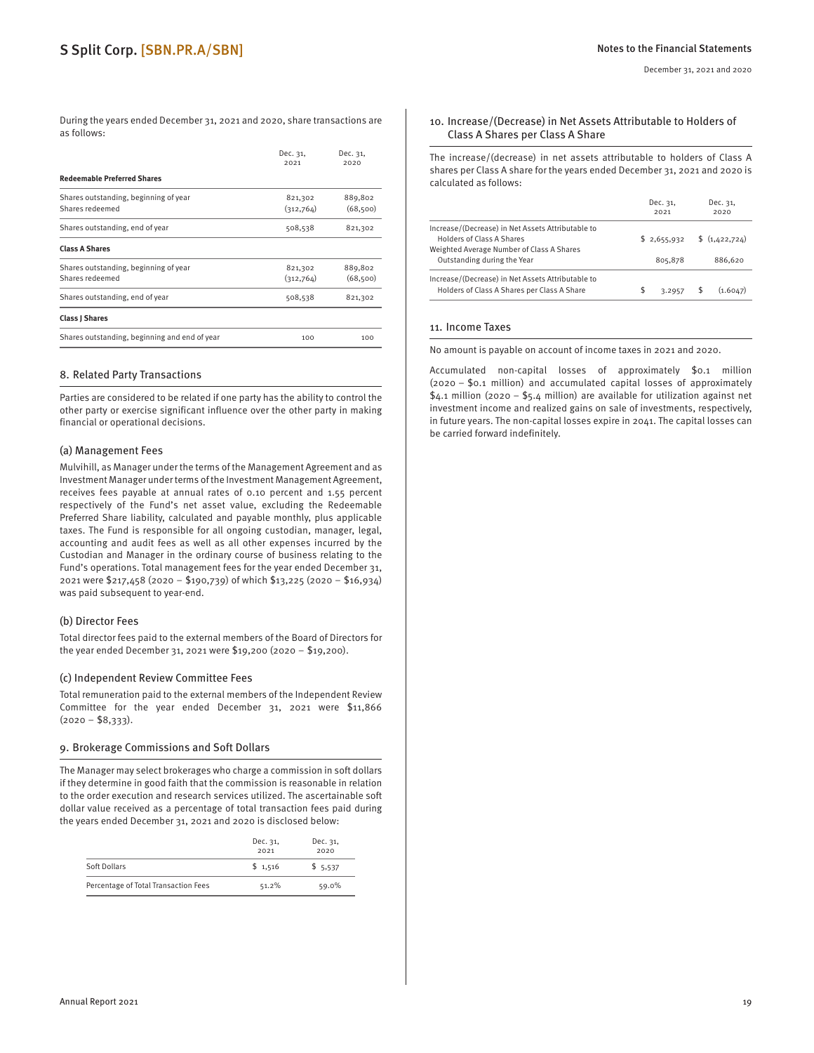During the years ended December 31, 2021 and 2020, share transactions are as follows:

| | Dec. 31, 2021 | Dec. 31, 2020 |
|---|---|---|
| **Redeemable Preferred Shares** | | |
| Shares outstanding, beginning of year | 821,302 | 889,802 |
| Shares redeemed | (312,764) | (68,500) |
| Shares outstanding, end of year | 508,538 | 821,302 |
| **Class A Shares** | | |
| Shares outstanding, beginning of year | 821,302 | 889,802 |
| Shares redeemed | (312,764) | (68,500) |
| Shares outstanding, end of year | 508,538 | 821,302 |
| **Class J Shares** | | |
| Shares outstanding, beginning and end of year | 100 | 100 |

## 8. Related Party Transactions

Parties are considered to be related if one party has the ability to control the other party or exercise significant influence over the other party in making financial or operational decisions.

### (a) Management Fees

Mulvihill, as Manager under the terms of the Management Agreement and as Investment Manager under terms of the Investment Management Agreement, receives fees payable at annual rates of 0.10 percent and 1.55 percent respectively of the Fund's net asset value, excluding the Redeemable Preferred Share liability, calculated and payable monthly, plus applicable taxes. The Fund is responsible for all ongoing custodian, manager, legal, accounting and audit fees as well as all other expenses incurred by the Custodian and Manager in the ordinary course of business relating to the Fund's operations. Total management fees for the year ended December 31, 2021 were $217,458 (2020 – $190,739) of which $13,225 (2020 – $16,934) was paid subsequent to year-end.

### (b) Director Fees

Total director fees paid to the external members of the Board of Directors for the year ended December 31, 2021 were $19,200 (2020 – $19,200).

### (c) Independent Review Committee Fees

Total remuneration paid to the external members of the Independent Review Committee for the year ended December 31, 2021 were $11,866 (2020 – $8,333).

## 9. Brokerage Commissions and Soft Dollars

The Manager may select brokerages who charge a commission in soft dollars if they determine in good faith that the commission is reasonable in relation to the order execution and research services utilized. The ascertainable soft dollar value received as a percentage of total transaction fees paid during the years ended December 31, 2021 and 2020 is disclosed below:

| | Dec. 31, 2021 | Dec. 31, 2020 |
|---|---|---|
| Soft Dollars | $ 1,516 | $ 5,537 |
| Percentage of Total Transaction Fees | 51.2% | 59.0% |

## 10. Increase/(Decrease) in Net Assets Attributable to Holders of Class A Shares per Class A Share

The increase/(decrease) in net assets attributable to holders of Class A shares per Class A share for the years ended December 31, 2021 and 2020 is calculated as follows:

| | Dec. 31, 2021 | Dec. 31, 2020 |
|---|---|---|
| Increase/(Decrease) in Net Assets Attributable to Holders of Class A Shares | $ 2,655,932 | $ (1,422,724) |
| Weighted Average Number of Class A Shares Outstanding during the Year | 805,878 | 886,620 |
| Increase/(Decrease) in Net Assets Attributable to Holders of Class A Shares per Class A Share | $ 3.2957 | $ (1.6047) |

## 11. Income Taxes

No amount is payable on account of income taxes in 2021 and 2020.

Accumulated non-capital losses of approximately $0.1 million (2020 – $0.1 million) and accumulated capital losses of approximately $4.1 million (2020 – $5.4 million) are available for utilization against net investment income and realized gains on sale of investments, respectively, in future years. The non-capital losses expire in 2041. The capital losses can be carried forward indefinitely.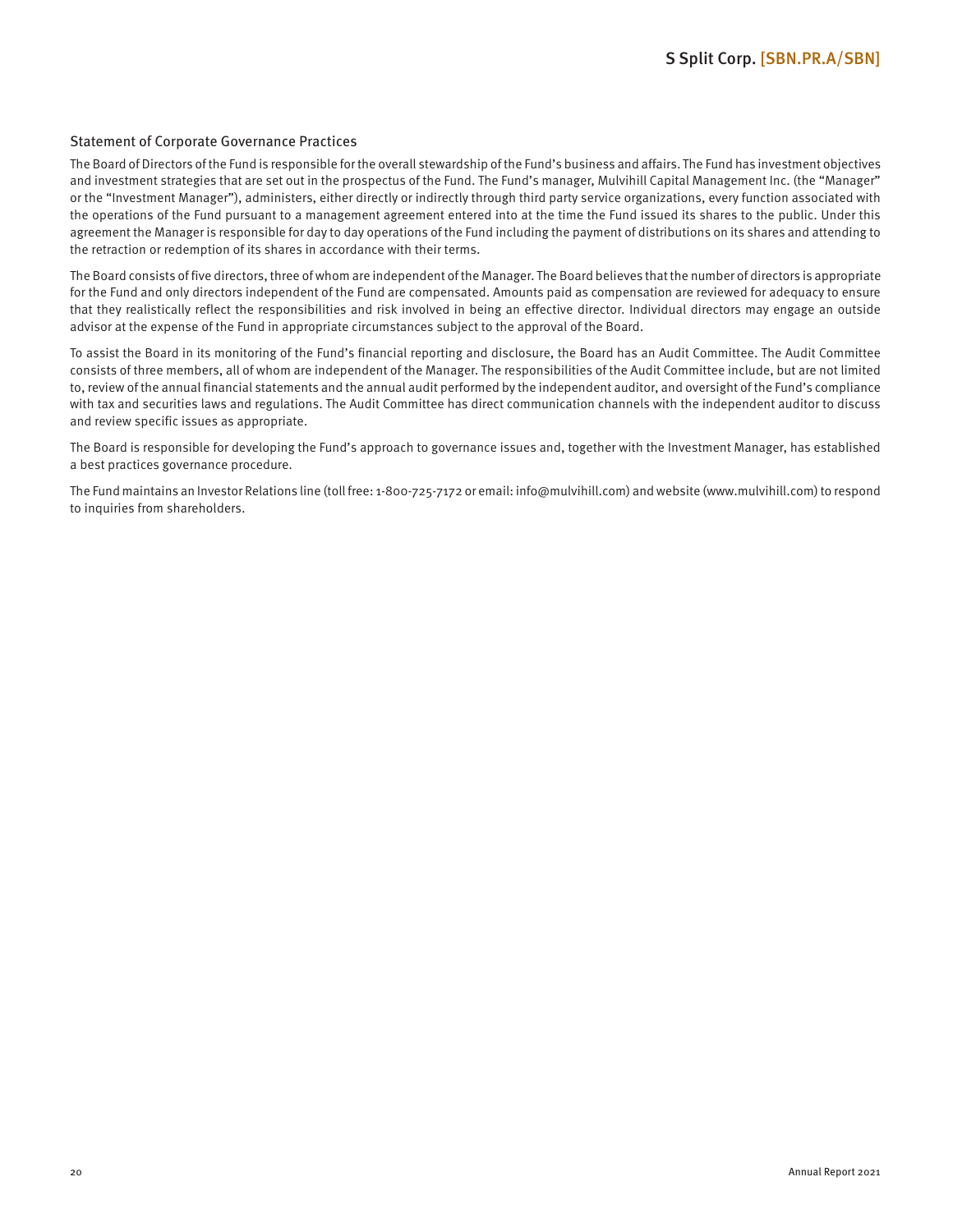## Statement of Corporate Governance Practices

The Board of Directors of the Fund is responsible for the overall stewardship of the Fund's business and affairs. The Fund has investment objectives and investment strategies that are set out in the prospectus of the Fund. The Fund's manager, Mulvihill Capital Management Inc. (the "Manager" or the "Investment Manager"), administers, either directly or indirectly through third party service organizations, every function associated with the operations of the Fund pursuant to a management agreement entered into at the time the Fund issued its shares to the public. Under this agreement the Manager is responsible for day to day operations of the Fund including the payment of distributions on its shares and attending to the retraction or redemption of its shares in accordance with their terms.

The Board consists of five directors, three of whom are independent of the Manager. The Board believes that the number of directors is appropriate for the Fund and only directors independent of the Fund are compensated. Amounts paid as compensation are reviewed for adequacy to ensure that they realistically reflect the responsibilities and risk involved in being an effective director. Individual directors may engage an outside advisor at the expense of the Fund in appropriate circumstances subject to the approval of the Board.

To assist the Board in its monitoring of the Fund's financial reporting and disclosure, the Board has an Audit Committee. The Audit Committee consists of three members, all of whom are independent of the Manager. The responsibilities of the Audit Committee include, but are not limited to, review of the annual financial statements and the annual audit performed by the independent auditor, and oversight of the Fund's compliance with tax and securities laws and regulations. The Audit Committee has direct communication channels with the independent auditor to discuss and review specific issues as appropriate.

The Board is responsible for developing the Fund's approach to governance issues and, together with the Investment Manager, has established a best practices governance procedure.

The Fund maintains an Investor Relations line (toll free: 1-800-725-7172 or email: info@mulvihill.com) and website (www.mulvihill.com) to respond to inquiries from shareholders.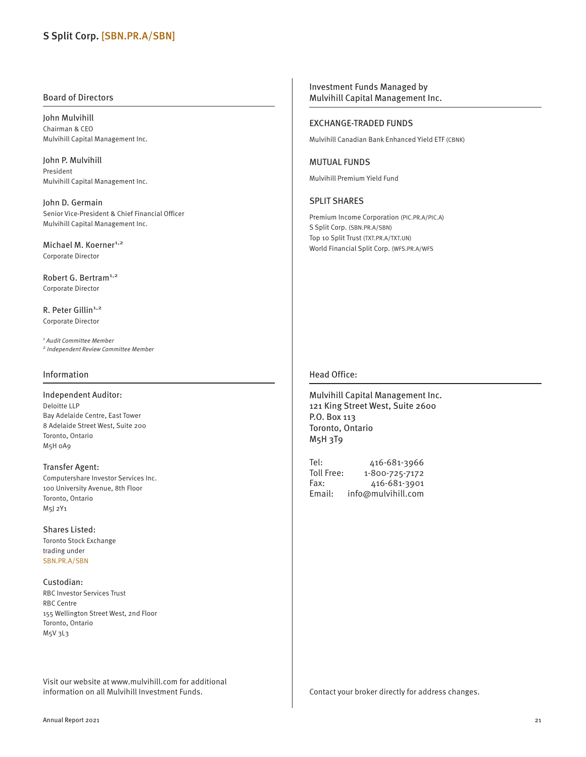# S Split Corp. [SBN.PR.A/SBN]

## Board of Directors

John Mulvihill
Chairman & CEO
Mulvihill Capital Management Inc.

John P. Mulvihill
President
Mulvihill Capital Management Inc.

John D. Germain
Senior Vice-President & Chief Financial Officer
Mulvihill Capital Management Inc.

Michael M. Koerner[1,2]
Corporate Director

Robert G. Bertram[1,2]
Corporate Director

R. Peter Gillin[1,2]
Corporate Director

*[1] Audit Committee Member*
*[2] Independent Review Committee Member*

## Information

**Independent Auditor:**
Deloitte LLP
Bay Adelaide Centre, East Tower
8 Adelaide Street West, Suite 200
Toronto, Ontario
M5H 0A9

**Transfer Agent:**
Computershare Investor Services Inc.
100 University Avenue, 8th Floor
Toronto, Ontario
M5J 2Y1

**Shares Listed:**
Toronto Stock Exchange
trading under
SBN.PR.A/SBN

**Custodian:**
RBC Investor Services Trust
RBC Centre
155 Wellington Street West, 2nd Floor
Toronto, Ontario
M5V 3L3

Visit our website at www.mulvihill.com for additional information on all Mulvihill Investment Funds.

## Investment Funds Managed by Mulvihill Capital Management Inc.

### EXCHANGE-TRADED FUNDS

Mulvihill Canadian Bank Enhanced Yield ETF (CBNK)

### MUTUAL FUNDS

Mulvihill Premium Yield Fund

### SPLIT SHARES

Premium Income Corporation (PIC.PR.A/PIC.A)
S Split Corp. (SBN.PR.A/SBN)
Top 10 Split Trust (TXT.PR.A/TXT.UN)
World Financial Split Corp. (WFS.PR.A/WFS

## Head Office:

Mulvihill Capital Management Inc.
121 King Street West, Suite 2600
P.O. Box 113
Toronto, Ontario
M5H 3T9

Tel: 416-681-3966
Toll Free: 1-800-725-7172
Fax: 416-681-3901
Email: info@mulvihill.com

Contact your broker directly for address changes.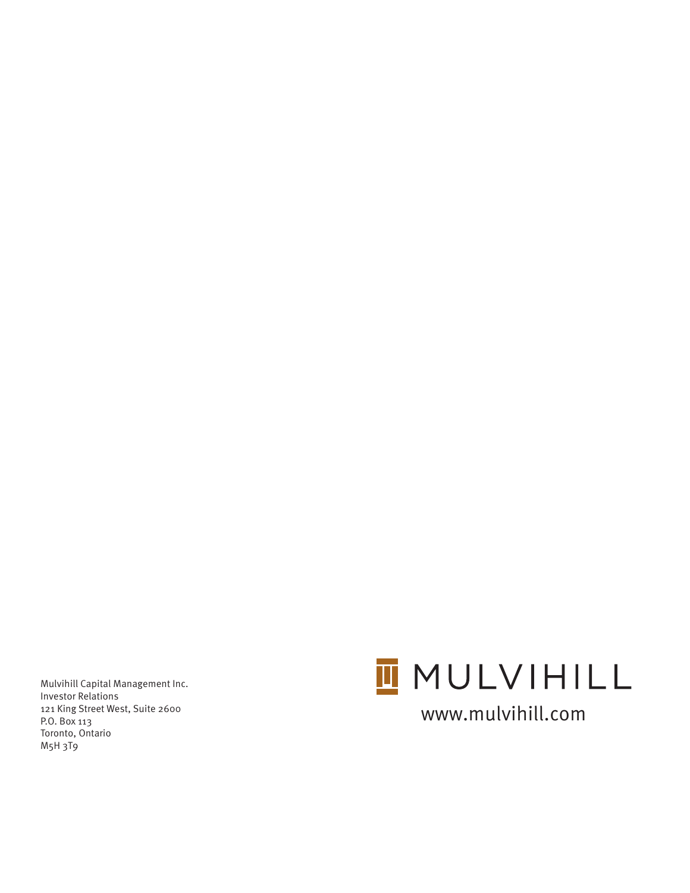Mulvihill Capital Management Inc.
Investor Relations
121 King Street West, Suite 2600
P.O. Box 113
Toronto, Ontario
M5H 3T9

MULVIHILL

www.mulvihill.com